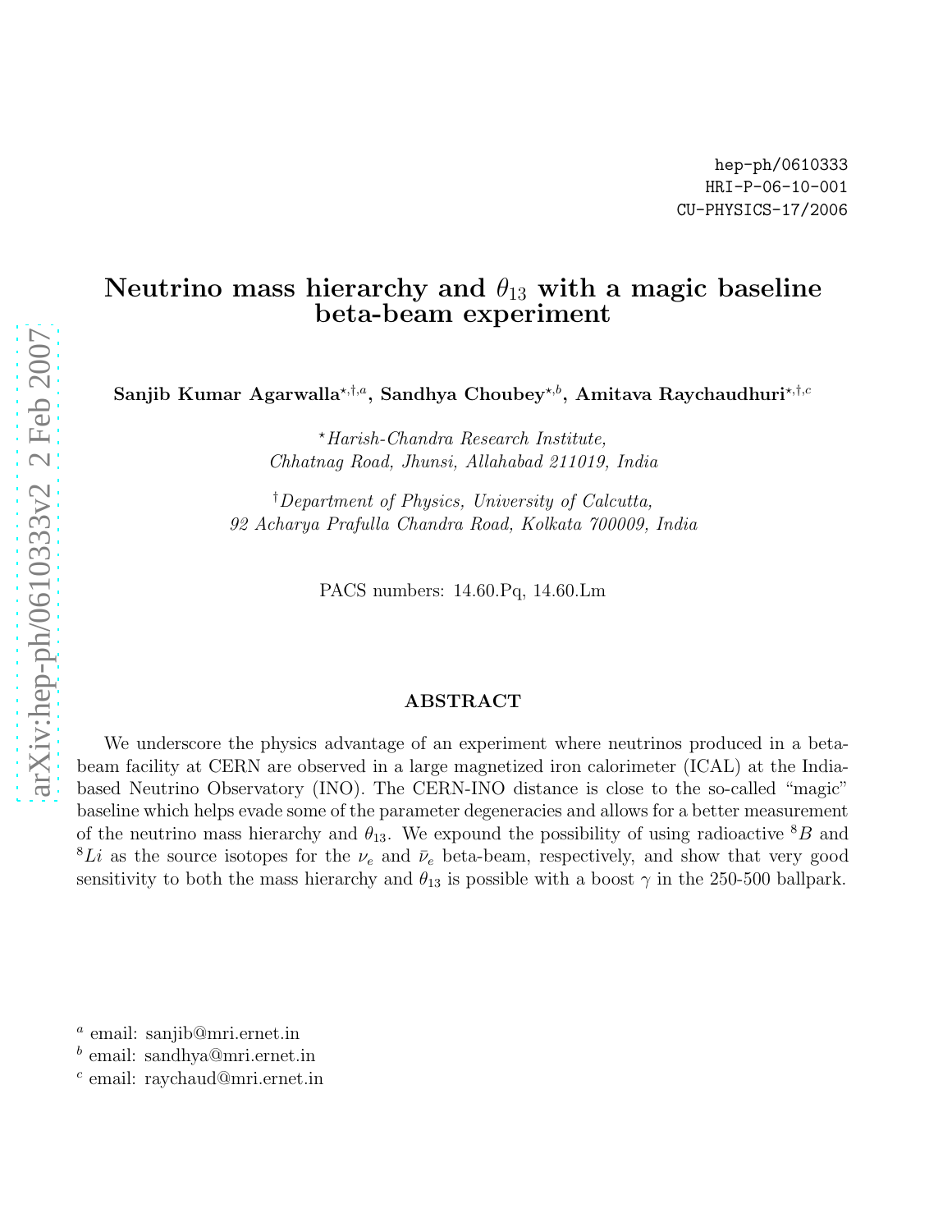hep-ph/0610333
HRI-P-06-10-001
CU-PHYSICS-17/2006

# Neutrino mass hierarchy and $\theta_{13}$ with a magic baseline beta-beam experiment

**Sanjib Kumar Agarwalla**[⋆,†,a], **Sandhya Choubey**[⋆,b], **Amitava Raychaudhuri**[⋆,†,c]

[⋆] *Harish-Chandra Research Institute, Chhatnag Road, Jhunsi, Allahabad 211019, India*

[†] *Department of Physics, University of Calcutta, 92 Acharya Prafulla Chandra Road, Kolkata 700009, India*

PACS numbers: 14.60.Pq, 14.60.Lm

## ABSTRACT

We underscore the physics advantage of an experiment where neutrinos produced in a beta-beam facility at CERN are observed in a large magnetized iron calorimeter (ICAL) at the India-based Neutrino Observatory (INO). The CERN-INO distance is close to the so-called "magic" baseline which helps evade some of the parameter degeneracies and allows for a better measurement of the neutrino mass hierarchy and $\theta_{13}$. We expound the possibility of using radioactive $^{8}B$ and $^{8}Li$ as the source isotopes for the $\nu_e$ and $\bar{\nu}_e$ beta-beam, respectively, and show that very good sensitivity to both the mass hierarchy and $\theta_{13}$ is possible with a boost $\gamma$ in the 250-500 ballpark.

[a] email: sanjib@mri.ernet.in
[b] email: sandhya@mri.ernet.in
[c] email: raychaud@mri.ernet.in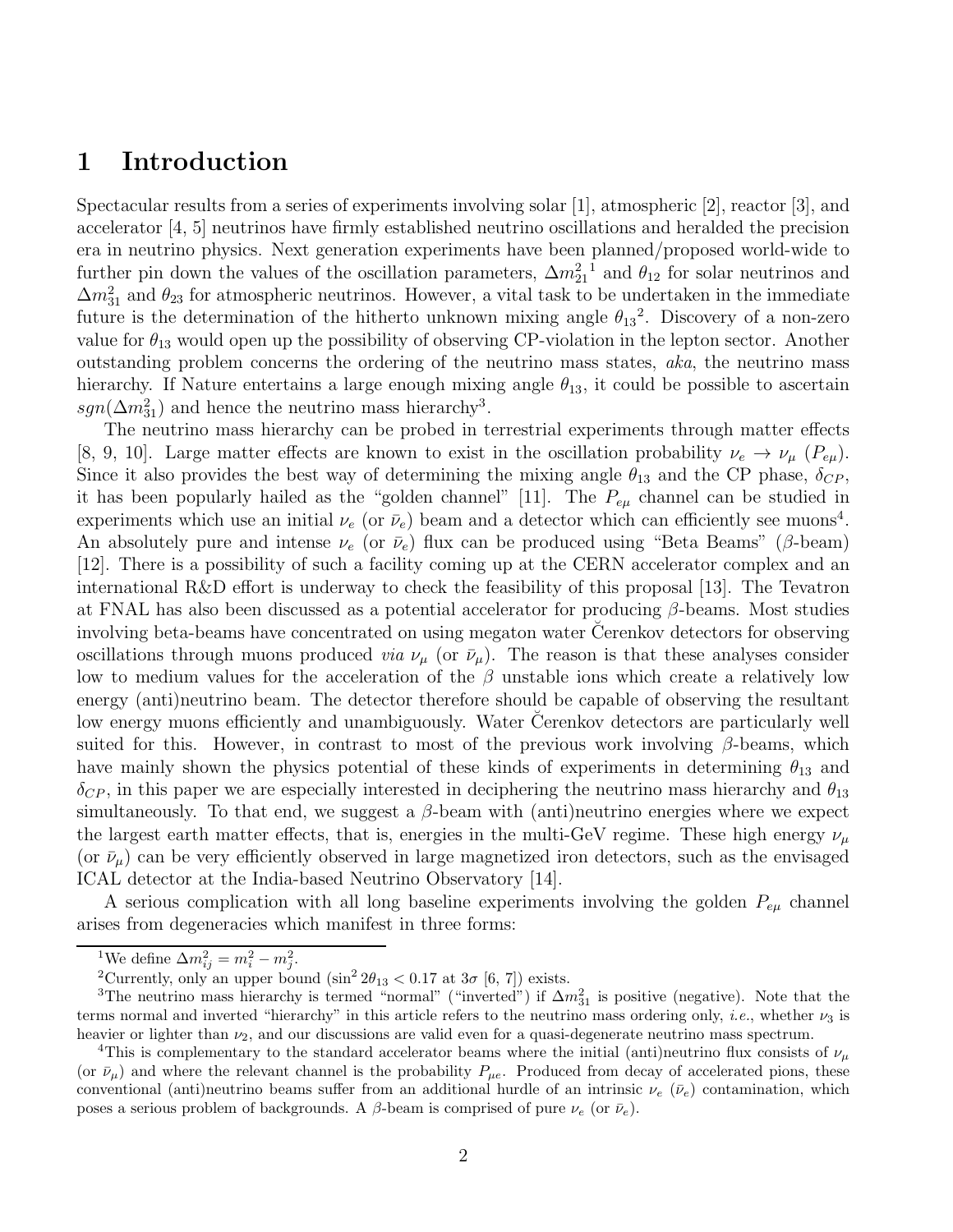# 1 Introduction

Spectacular results from a series of experiments involving solar [1], atmospheric [2], reactor [3], and accelerator [4, 5] neutrinos have firmly established neutrino oscillations and heralded the precision era in neutrino physics. Next generation experiments have been planned/proposed world-wide to further pin down the values of the oscillation parameters, $\Delta m^2_{21}$[1] and $\theta_{12}$ for solar neutrinos and $\Delta m^2_{31}$ and $\theta_{23}$ for atmospheric neutrinos. However, a vital task to be undertaken in the immediate future is the determination of the hitherto unknown mixing angle $\theta_{13}$[2]. Discovery of a non-zero value for $\theta_{13}$ would open up the possibility of observing CP-violation in the lepton sector. Another outstanding problem concerns the ordering of the neutrino mass states, *aka*, the neutrino mass hierarchy. If Nature entertains a large enough mixing angle $\theta_{13}$, it could be possible to ascertain $sgn(\Delta m^2_{31})$ and hence the neutrino mass hierarchy[3].

The neutrino mass hierarchy can be probed in terrestrial experiments through matter effects [8, 9, 10]. Large matter effects are known to exist in the oscillation probability $\nu_e \to \nu_\mu$ ($P_{e\mu}$). Since it also provides the best way of determining the mixing angle $\theta_{13}$ and the CP phase, $\delta_{CP}$, it has been popularly hailed as the "golden channel" [11]. The $P_{e\mu}$ channel can be studied in experiments which use an initial $\nu_e$ (or $\bar{\nu}_e$) beam and a detector which can efficiently see muons[4]. An absolutely pure and intense $\nu_e$ (or $\bar{\nu}_e$) flux can be produced using "Beta Beams" ($\beta$-beam) [12]. There is a possibility of such a facility coming up at the CERN accelerator complex and an international R&D effort is underway to check the feasibility of this proposal [13]. The Tevatron at FNAL has also been discussed as a potential accelerator for producing $\beta$-beams. Most studies involving beta-beams have concentrated on using megaton water Čerenkov detectors for observing oscillations through muons produced *via* $\nu_\mu$ (or $\bar{\nu}_\mu$). The reason is that these analyses consider low to medium values for the acceleration of the $\beta$ unstable ions which create a relatively low energy (anti)neutrino beam. The detector therefore should be capable of observing the resultant low energy muons efficiently and unambiguously. Water Čerenkov detectors are particularly well suited for this. However, in contrast to most of the previous work involving $\beta$-beams, which have mainly shown the physics potential of these kinds of experiments in determining $\theta_{13}$ and $\delta_{CP}$, in this paper we are especially interested in deciphering the neutrino mass hierarchy and $\theta_{13}$ simultaneously. To that end, we suggest a $\beta$-beam with (anti)neutrino energies where we expect the largest earth matter effects, that is, energies in the multi-GeV regime. These high energy $\nu_\mu$ (or $\bar{\nu}_\mu$) can be very efficiently observed in large magnetized iron detectors, such as the envisaged ICAL detector at the India-based Neutrino Observatory [14].

A serious complication with all long baseline experiments involving the golden $P_{e\mu}$ channel arises from degeneracies which manifest in three forms:

---

[1] We define $\Delta m^2_{ij} = m^2_i - m^2_j$.

[2] Currently, only an upper bound ($\sin^2 2\theta_{13} < 0.17$ at $3\sigma$ [6, 7]) exists.

[3] The neutrino mass hierarchy is termed "normal" ("inverted") if $\Delta m^2_{31}$ is positive (negative). Note that the terms normal and inverted "hierarchy" in this article refers to the neutrino mass ordering only, *i.e.*, whether $\nu_3$ is heavier or lighter than $\nu_2$, and our discussions are valid even for a quasi-degenerate neutrino mass spectrum.

[4] This is complementary to the standard accelerator beams where the initial (anti)neutrino flux consists of $\nu_\mu$ (or $\bar{\nu}_\mu$) and where the relevant channel is the probability $P_{\mu e}$. Produced from decay of accelerated pions, these conventional (anti)neutrino beams suffer from an additional hurdle of an intrinsic $\nu_e$ ($\bar{\nu}_e$) contamination, which poses a serious problem of backgrounds. A $\beta$-beam is comprised of pure $\nu_e$ (or $\bar{\nu}_e$).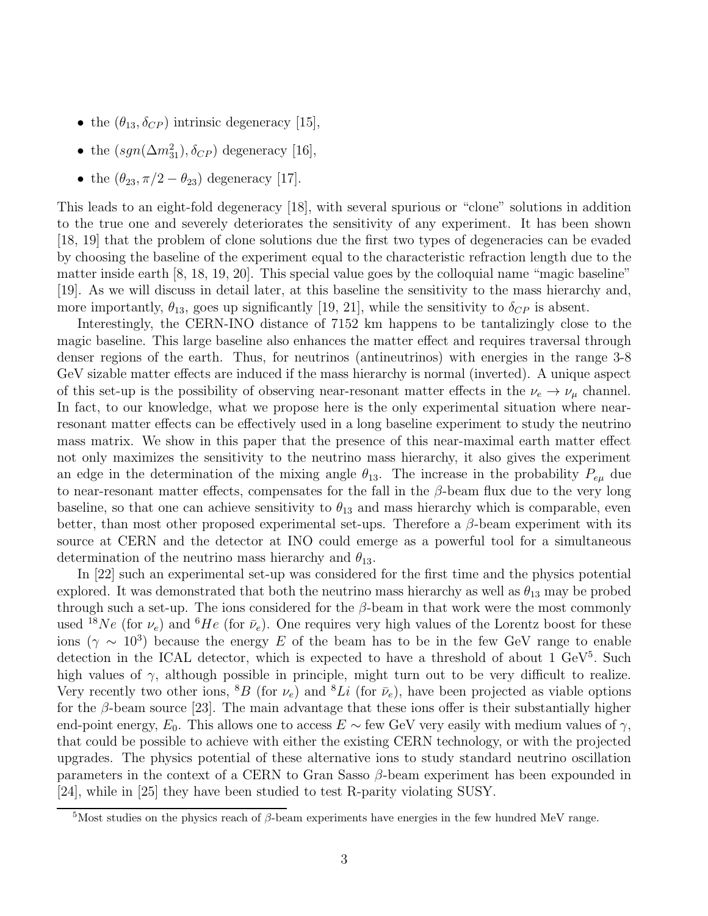- the $(\theta_{13}, \delta_{CP})$ intrinsic degeneracy [15],
- the $(sgn(\Delta m^2_{31}), \delta_{CP})$ degeneracy [16],
- the $(\theta_{23}, \pi/2 - \theta_{23})$ degeneracy [17].

This leads to an eight-fold degeneracy [18], with several spurious or "clone" solutions in addition to the true one and severely deteriorates the sensitivity of any experiment. It has been shown [18, 19] that the problem of clone solutions due the first two types of degeneracies can be evaded by choosing the baseline of the experiment equal to the characteristic refraction length due to the matter inside earth [8, 18, 19, 20]. This special value goes by the colloquial name "magic baseline" [19]. As we will discuss in detail later, at this baseline the sensitivity to the mass hierarchy and, more importantly, $\theta_{13}$, goes up significantly [19, 21], while the sensitivity to $\delta_{CP}$ is absent.

Interestingly, the CERN-INO distance of 7152 km happens to be tantalizingly close to the magic baseline. This large baseline also enhances the matter effect and requires traversal through denser regions of the earth. Thus, for neutrinos (antineutrinos) with energies in the range 3-8 GeV sizable matter effects are induced if the mass hierarchy is normal (inverted). A unique aspect of this set-up is the possibility of observing near-resonant matter effects in the $\nu_e \to \nu_\mu$ channel. In fact, to our knowledge, what we propose here is the only experimental situation where near-resonant matter effects can be effectively used in a long baseline experiment to study the neutrino mass matrix. We show in this paper that the presence of this near-maximal earth matter effect not only maximizes the sensitivity to the neutrino mass hierarchy, it also gives the experiment an edge in the determination of the mixing angle $\theta_{13}$. The increase in the probability $P_{e\mu}$ due to near-resonant matter effects, compensates for the fall in the $\beta$-beam flux due to the very long baseline, so that one can achieve sensitivity to $\theta_{13}$ and mass hierarchy which is comparable, even better, than most other proposed experimental set-ups. Therefore a $\beta$-beam experiment with its source at CERN and the detector at INO could emerge as a powerful tool for a simultaneous determination of the neutrino mass hierarchy and $\theta_{13}$.

In [22] such an experimental set-up was considered for the first time and the physics potential explored. It was demonstrated that both the neutrino mass hierarchy as well as $\theta_{13}$ may be probed through such a set-up. The ions considered for the $\beta$-beam in that work were the most commonly used $^{18}Ne$ (for $\nu_e$) and $^{6}He$ (for $\bar{\nu}_e$). One requires very high values of the Lorentz boost for these ions ($\gamma \sim 10^3$) because the energy $E$ of the beam has to be in the few GeV range to enable detection in the ICAL detector, which is expected to have a threshold of about 1 GeV[5]. Such high values of $\gamma$, although possible in principle, might turn out to be very difficult to realize. Very recently two other ions, $^{8}B$ (for $\nu_e$) and $^{8}Li$ (for $\bar{\nu}_e$), have been projected as viable options for the $\beta$-beam source [23]. The main advantage that these ions offer is their substantially higher end-point energy, $E_0$. This allows one to access $E \sim$ few GeV very easily with medium values of $\gamma$, that could be possible to achieve with either the existing CERN technology, or with the projected upgrades. The physics potential of these alternative ions to study standard neutrino oscillation parameters in the context of a CERN to Gran Sasso $\beta$-beam experiment has been expounded in [24], while in [25] they have been studied to test R-parity violating SUSY.

[5]Most studies on the physics reach of $\beta$-beam experiments have energies in the few hundred MeV range.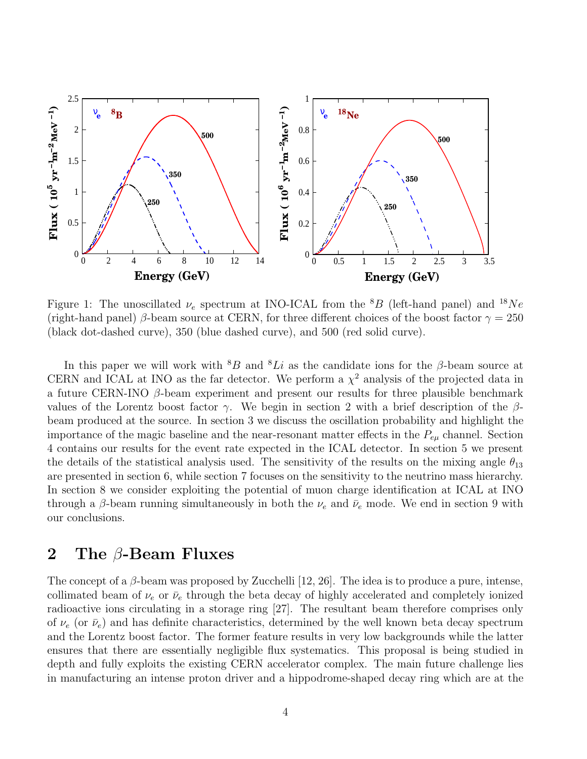$\nu_e$ $^8$B

Flux ( $10^5$ yr$^{-1}$m$^{-2}$MeV$^{-1}$)

Energy (GeV)

500

350

250

$\nu_e$ $^{18}$Ne

Flux ( $10^6$ yr$^{-1}$m$^{-2}$MeV$^{-1}$)

Energy (GeV)

500

350

250

Figure 1: The unoscillated $\nu_e$ spectrum at INO-ICAL from the $^8B$ (left-hand panel) and $^{18}Ne$ (right-hand panel) $\beta$-beam source at CERN, for three different choices of the boost factor $\gamma = 250$ (black dot-dashed curve), 350 (blue dashed curve), and 500 (red solid curve).

In this paper we will work with $^8B$ and $^8Li$ as the candidate ions for the $\beta$-beam source at CERN and ICAL at INO as the far detector. We perform a $\chi^2$ analysis of the projected data in a future CERN-INO $\beta$-beam experiment and present our results for three plausible benchmark values of the Lorentz boost factor $\gamma$. We begin in section 2 with a brief description of the $\beta$-beam produced at the source. In section 3 we discuss the oscillation probability and highlight the importance of the magic baseline and the near-resonant matter effects in the $P_{e\mu}$ channel. Section 4 contains our results for the event rate expected in the ICAL detector. In section 5 we present the details of the statistical analysis used. The sensitivity of the results on the mixing angle $\theta_{13}$ are presented in section 6, while section 7 focuses on the sensitivity to the neutrino mass hierarchy. In section 8 we consider exploiting the potential of muon charge identification at ICAL at INO through a $\beta$-beam running simultaneously in both the $\nu_e$ and $\bar{\nu}_e$ mode. We end in section 9 with our conclusions.

## 2 The $\beta$-Beam Fluxes

The concept of a $\beta$-beam was proposed by Zucchelli [12, 26]. The idea is to produce a pure, intense, collimated beam of $\nu_e$ or $\bar{\nu}_e$ through the beta decay of highly accelerated and completely ionized radioactive ions circulating in a storage ring [27]. The resultant beam therefore comprises only of $\nu_e$ (or $\bar{\nu}_e$) and has definite characteristics, determined by the well known beta decay spectrum and the Lorentz boost factor. The former feature results in very low backgrounds while the latter ensures that there are essentially negligible flux systematics. This proposal is being studied in depth and fully exploits the existing CERN accelerator complex. The main future challenge lies in manufacturing an intense proton driver and a hippodrome-shaped decay ring which are at the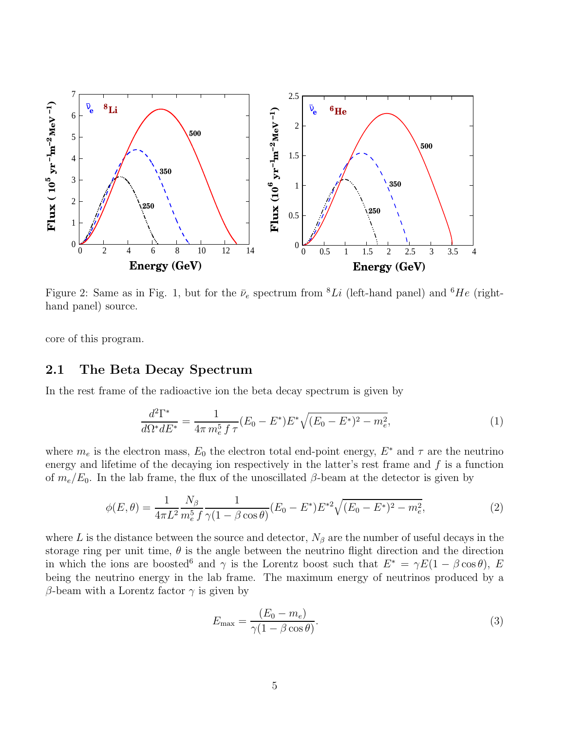$\bar{\nu}_e$ $^8$Li

Flux ( $10^5$ yr$^{-1}$m$^{-2}$MeV$^{-1}$)

Energy (GeV)

500

350

250

0 2 4 6 8 10 12 14

0 1 2 3 4 5 6 7

$\bar{\nu}_e$ $^6$He

Flux ($10^6$ yr$^{-1}$m$^{-2}$MeV$^{-1}$)

Energy (GeV)

500

350

250

0 0.5 1 1.5 2 2.5 3 3.5 4

0 0.5 1 1.5 2 2.5

Figure 2: Same as in Fig. 1, but for the $\bar{\nu}_e$ spectrum from $^8Li$ (left-hand panel) and $^6He$ (right-hand panel) source.

core of this program.

## 2.1 The Beta Decay Spectrum

In the rest frame of the radioactive ion the beta decay spectrum is given by

$$\frac{d^2\Gamma^*}{d\Omega^* dE^*} = \frac{1}{4\pi\, m_e^5\, f\, \tau}(E_0 - E^*)E^*\sqrt{(E_0 - E^*)^2 - m_e^2}, \tag{1}$$

where $m_e$ is the electron mass, $E_0$ the electron total end-point energy, $E^*$ and $\tau$ are the neutrino energy and lifetime of the decaying ion respectively in the latter's rest frame and $f$ is a function of $m_e/E_0$. In the lab frame, the flux of the unoscillated $\beta$-beam at the detector is given by

$$\phi(E,\theta) = \frac{1}{4\pi L^2}\frac{N_\beta}{m_e^5\, f}\frac{1}{\gamma(1-\beta\cos\theta)}(E_0 - E^*)E^{*2}\sqrt{(E_0 - E^*)^2 - m_e^2}, \tag{2}$$

where $L$ is the distance between the source and detector, $N_\beta$ are the number of useful decays in the storage ring per unit time, $\theta$ is the angle between the neutrino flight direction and the direction in which the ions are boosted[6] and $\gamma$ is the Lorentz boost such that $E^* = \gamma E(1 - \beta\cos\theta)$, $E$ being the neutrino energy in the lab frame. The maximum energy of neutrinos produced by a $\beta$-beam with a Lorentz factor $\gamma$ is given by

$$E_{\max} = \frac{(E_0 - m_e)}{\gamma(1 - \beta\cos\theta)}. \tag{3}$$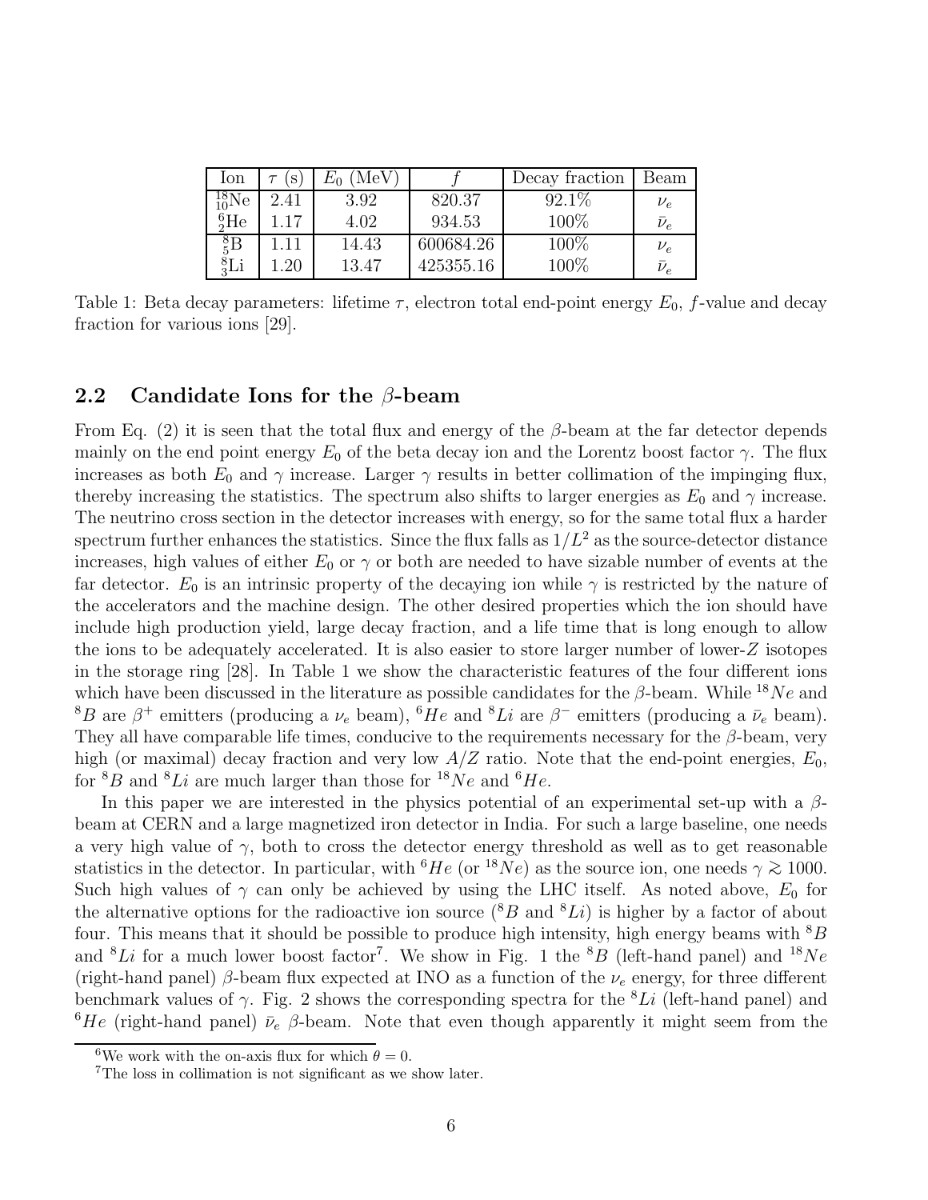| Ion | $\tau$ (s) | $E_0$ (MeV) | $f$ | Decay fraction | Beam |
|---|---|---|---|---|---|
| $^{18}_{10}$Ne | 2.41 | 3.92 | 820.37 | 92.1% | $\nu_e$ |
| $^{6}_{2}$He | 1.17 | 4.02 | 934.53 | 100% | $\bar{\nu}_e$ |
| $^{8}_{5}$B | 1.11 | 14.43 | 600684.26 | 100% | $\nu_e$ |
| $^{8}_{3}$Li | 1.20 | 13.47 | 425355.16 | 100% | $\bar{\nu}_e$ |

Table 1: Beta decay parameters: lifetime $\tau$, electron total end-point energy $E_0$, $f$-value and decay fraction for various ions [29].

### 2.2 Candidate Ions for the $\beta$-beam

From Eq. (2) it is seen that the total flux and energy of the $\beta$-beam at the far detector depends mainly on the end point energy $E_0$ of the beta decay ion and the Lorentz boost factor $\gamma$. The flux increases as both $E_0$ and $\gamma$ increase. Larger $\gamma$ results in better collimation of the impinging flux, thereby increasing the statistics. The spectrum also shifts to larger energies as $E_0$ and $\gamma$ increase. The neutrino cross section in the detector increases with energy, so for the same total flux a harder spectrum further enhances the statistics. Since the flux falls as $1/L^2$ as the source-detector distance increases, high values of either $E_0$ or $\gamma$ or both are needed to have sizable number of events at the far detector. $E_0$ is an intrinsic property of the decaying ion while $\gamma$ is restricted by the nature of the accelerators and the machine design. The other desired properties which the ion should have include high production yield, large decay fraction, and a life time that is long enough to allow the ions to be adequately accelerated. It is also easier to store larger number of lower-$Z$ isotopes in the storage ring [28]. In Table 1 we show the characteristic features of the four different ions which have been discussed in the literature as possible candidates for the $\beta$-beam. While $^{18}Ne$ and $^{8}B$ are $\beta^+$ emitters (producing a $\nu_e$ beam), $^{6}He$ and $^{8}Li$ are $\beta^-$ emitters (producing a $\bar{\nu}_e$ beam). They all have comparable life times, conducive to the requirements necessary for the $\beta$-beam, very high (or maximal) decay fraction and very low $A/Z$ ratio. Note that the end-point energies, $E_0$, for $^{8}B$ and $^{8}Li$ are much larger than those for $^{18}Ne$ and $^{6}He$.

In this paper we are interested in the physics potential of an experimental set-up with a $\beta$-beam at CERN and a large magnetized iron detector in India. For such a large baseline, one needs a very high value of $\gamma$, both to cross the detector energy threshold as well as to get reasonable statistics in the detector. In particular, with $^{6}He$ (or $^{18}Ne$) as the source ion, one needs $\gamma \gtrsim 1000$. Such high values of $\gamma$ can only be achieved by using the LHC itself. As noted above, $E_0$ for the alternative options for the radioactive ion source ($^{8}B$ and $^{8}Li$) is higher by a factor of about four. This means that it should be possible to produce high intensity, high energy beams with $^{8}B$ and $^{8}Li$ for a much lower boost factor[7]. We show in Fig. 1 the $^{8}B$ (left-hand panel) and $^{18}Ne$ (right-hand panel) $\beta$-beam flux expected at INO as a function of the $\nu_e$ energy, for three different benchmark values of $\gamma$. Fig. 2 shows the corresponding spectra for the $^{8}Li$ (left-hand panel) and $^{6}He$ (right-hand panel) $\bar{\nu}_e$ $\beta$-beam. Note that even though apparently it might seem from the

[6]We work with the on-axis flux for which $\theta = 0$.

[7]The loss in collimation is not significant as we show later.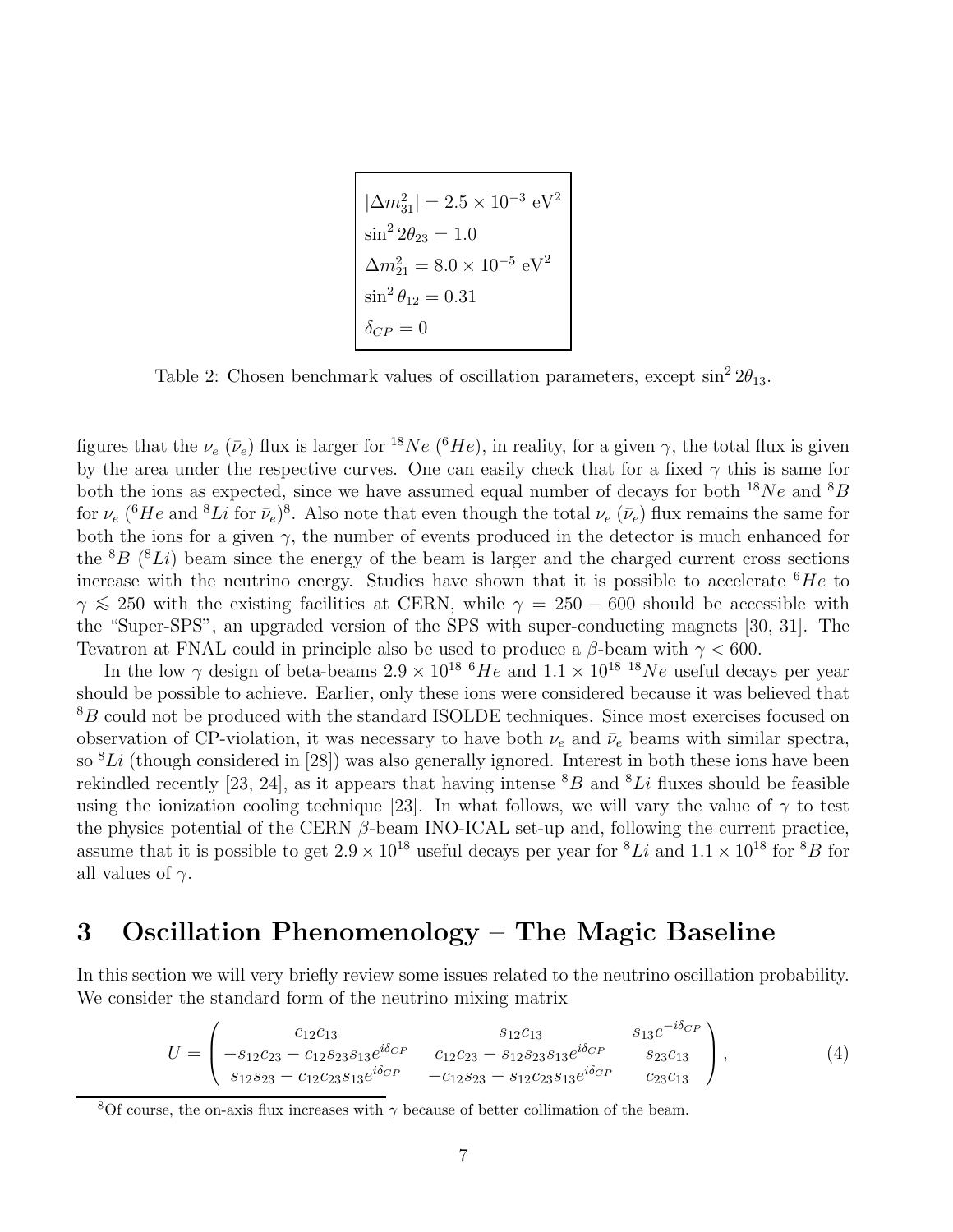| |
|---|
| $\lvert\Delta m^2_{31}\rvert = 2.5 \times 10^{-3}$ eV$^2$ |
| $\sin^2 2\theta_{23} = 1.0$ |
| $\Delta m^2_{21} = 8.0 \times 10^{-5}$ eV$^2$ |
| $\sin^2 \theta_{12} = 0.31$ |
| $\delta_{CP} = 0$ |

Table 2: Chosen benchmark values of oscillation parameters, except $\sin^2 2\theta_{13}$.

figures that the $\nu_e$ ($\bar{\nu}_e$) flux is larger for $^{18}Ne$ ($^6He$), in reality, for a given $\gamma$, the total flux is given by the area under the respective curves. One can easily check that for a fixed $\gamma$ this is same for both the ions as expected, since we have assumed equal number of decays for both $^{18}Ne$ and $^8B$ for $\nu_e$ ($^6He$ and $^8Li$ for $\bar{\nu}_e$)[8]. Also note that even though the total $\nu_e$ ($\bar{\nu}_e$) flux remains the same for both the ions for a given $\gamma$, the number of events produced in the detector is much enhanced for the $^8B$ ($^8Li$) beam since the energy of the beam is larger and the charged current cross sections increase with the neutrino energy. Studies have shown that it is possible to accelerate $^6He$ to $\gamma \lesssim 250$ with the existing facilities at CERN, while $\gamma = 250 - 600$ should be accessible with the "Super-SPS", an upgraded version of the SPS with super-conducting magnets [30, 31]. The Tevatron at FNAL could in principle also be used to produce a $\beta$-beam with $\gamma < 600$.

In the low $\gamma$ design of beta-beams $2.9 \times 10^{18}$ $^6He$ and $1.1 \times 10^{18}$ $^{18}Ne$ useful decays per year should be possible to achieve. Earlier, only these ions were considered because it was believed that $^8B$ could not be produced with the standard ISOLDE techniques. Since most exercises focused on observation of CP-violation, it was necessary to have both $\nu_e$ and $\bar{\nu}_e$ beams with similar spectra, so $^8Li$ (though considered in [28]) was also generally ignored. Interest in both these ions have been rekindled recently [23, 24], as it appears that having intense $^8B$ and $^8Li$ fluxes should be feasible using the ionization cooling technique [23]. In what follows, we will vary the value of $\gamma$ to test the physics potential of the CERN $\beta$-beam INO-ICAL set-up and, following the current practice, assume that it is possible to get $2.9 \times 10^{18}$ useful decays per year for $^8Li$ and $1.1 \times 10^{18}$ for $^8B$ for all values of $\gamma$.

## 3 Oscillation Phenomenology – The Magic Baseline

In this section we will very briefly review some issues related to the neutrino oscillation probability. We consider the standard form of the neutrino mixing matrix

$$U = \begin{pmatrix} c_{12}c_{13} & s_{12}c_{13} & s_{13}e^{-i\delta_{CP}} \\ -s_{12}c_{23} - c_{12}s_{23}s_{13}e^{i\delta_{CP}} & c_{12}c_{23} - s_{12}s_{23}s_{13}e^{i\delta_{CP}} & s_{23}c_{13} \\ s_{12}s_{23} - c_{12}c_{23}s_{13}e^{i\delta_{CP}} & -c_{12}s_{23} - s_{12}c_{23}s_{13}e^{i\delta_{CP}} & c_{23}c_{13} \end{pmatrix}, \tag{4}$$

[8] Of course, the on-axis flux increases with $\gamma$ because of better collimation of the beam.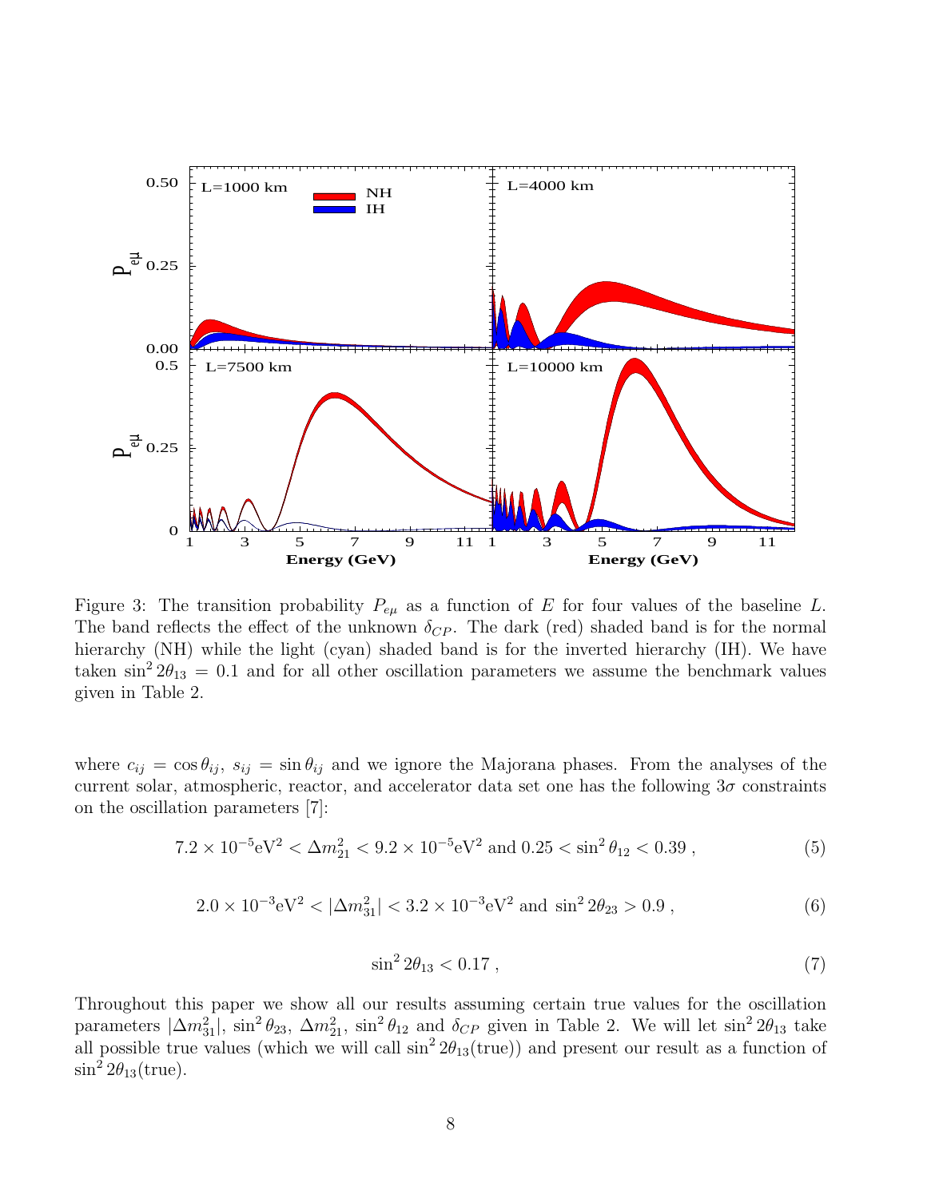L=1000 km

NH

IH

$P_{e\mu}$

0.50

0.25

0.00

L=4000 km

L=7500 km

0.5

0.25

0

L=10000 km

1 3 5 7 9 11

Energy (GeV)

1 3 5 7 9 11

Energy (GeV)

Figure 3: The transition probability $P_{e\mu}$ as a function of $E$ for four values of the baseline $L$. The band reflects the effect of the unknown $\delta_{CP}$. The dark (red) shaded band is for the normal hierarchy (NH) while the light (cyan) shaded band is for the inverted hierarchy (IH). We have taken $\sin^2 2\theta_{13} = 0.1$ and for all other oscillation parameters we assume the benchmark values given in Table 2.

where $c_{ij} = \cos\theta_{ij}$, $s_{ij} = \sin\theta_{ij}$ and we ignore the Majorana phases. From the analyses of the current solar, atmospheric, reactor, and accelerator data set one has the following $3\sigma$ constraints on the oscillation parameters [7]:

$$7.2 \times 10^{-5}\text{eV}^2 < \Delta m^2_{21} < 9.2 \times 10^{-5}\text{eV}^2 \text{ and } 0.25 < \sin^2\theta_{12} < 0.39 \,, \tag{5}$$

$$2.0 \times 10^{-3}\text{eV}^2 < |\Delta m^2_{31}| < 3.2 \times 10^{-3}\text{eV}^2 \text{ and } \sin^2 2\theta_{23} > 0.9 \,, \tag{6}$$

$$\sin^2 2\theta_{13} < 0.17 \,, \tag{7}$$

Throughout this paper we show all our results assuming certain true values for the oscillation parameters $|\Delta m^2_{31}|$, $\sin^2\theta_{23}$, $\Delta m^2_{21}$, $\sin^2\theta_{12}$ and $\delta_{CP}$ given in Table 2. We will let $\sin^2 2\theta_{13}$ take all possible true values (which we will call $\sin^2 2\theta_{13}$(true)) and present our result as a function of $\sin^2 2\theta_{13}$(true).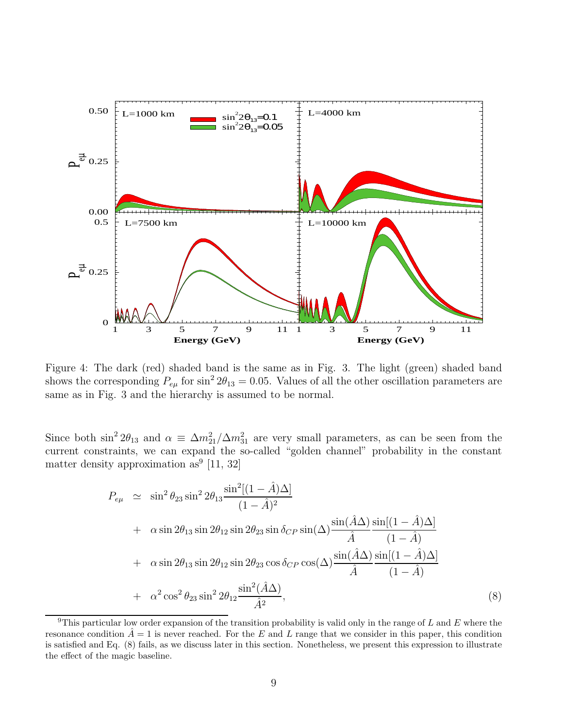L=1000 km

L=4000 km

L=7500 km

L=10000 km

$\sin^2 2\Theta_{13}$=0.1

$\sin^2 2\Theta_{13}$=0.05

$P_{e\mu}$

0.50

0.25

0.00

0.5

0.25

0

1 3 5 7 9 11

Energy (GeV)

Figure 4: The dark (red) shaded band is the same as in Fig. 3. The light (green) shaded band shows the corresponding $P_{e\mu}$ for $\sin^2 2\theta_{13} = 0.05$. Values of all the other oscillation parameters are same as in Fig. 3 and the hierarchy is assumed to be normal.

Since both $\sin^2 2\theta_{13}$ and $\alpha \equiv \Delta m^2_{21}/\Delta m^2_{31}$ are very small parameters, as can be seen from the current constraints, we can expand the so-called "golden channel" probability in the constant matter density approximation as[9] [11, 32]

$$
\begin{aligned}
P_{e\mu} \; &\simeq \; \sin^2\theta_{23}\sin^2 2\theta_{13}\frac{\sin^2[(1-\hat{A})\Delta]}{(1-\hat{A})^2} \\
&+ \; \alpha\sin 2\theta_{13}\sin 2\theta_{12}\sin 2\theta_{23}\sin\delta_{CP}\sin(\Delta)\frac{\sin(\hat{A}\Delta)}{\hat{A}}\frac{\sin[(1-\hat{A})\Delta]}{(1-\hat{A})} \\
&+ \; \alpha\sin 2\theta_{13}\sin 2\theta_{12}\sin 2\theta_{23}\cos\delta_{CP}\cos(\Delta)\frac{\sin(\hat{A}\Delta)}{\hat{A}}\frac{\sin[(1-\hat{A})\Delta]}{(1-\hat{A})} \\
&+ \; \alpha^2\cos^2\theta_{23}\sin^2 2\theta_{12}\frac{\sin^2(\hat{A}\Delta)}{\hat{A}^2}, \qquad (8)
\end{aligned}
$$

[9]This particular low order expansion of the transition probability is valid only in the range of $L$ and $E$ where the resonance condition $\hat{A} = 1$ is never reached. For the $E$ and $L$ range that we consider in this paper, this condition is satisfied and Eq. (8) fails, as we discuss later in this section. Nonetheless, we present this expression to illustrate the effect of the magic baseline.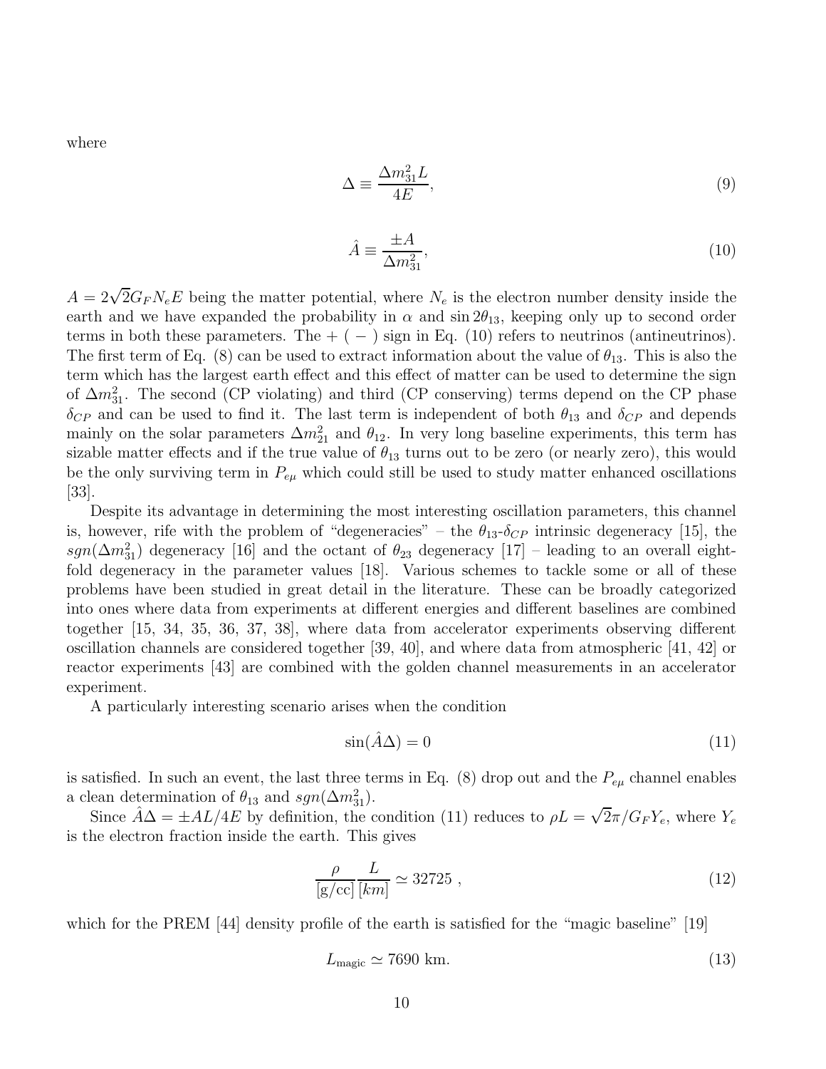where

$$\Delta \equiv \frac{\Delta m^2_{31} L}{4E}, \tag{9}$$

$$\hat{A} \equiv \frac{\pm A}{\Delta m^2_{31}}, \tag{10}$$

$A = 2\sqrt{2} G_F N_e E$ being the matter potential, where $N_e$ is the electron number density inside the earth and we have expanded the probability in $\alpha$ and $\sin 2\theta_{13}$, keeping only up to second order terms in both these parameters. The + ( − ) sign in Eq. (10) refers to neutrinos (antineutrinos). The first term of Eq. (8) can be used to extract information about the value of $\theta_{13}$. This is also the term which has the largest earth effect and this effect of matter can be used to determine the sign of $\Delta m^2_{31}$. The second (CP violating) and third (CP conserving) terms depend on the CP phase $\delta_{CP}$ and can be used to find it. The last term is independent of both $\theta_{13}$ and $\delta_{CP}$ and depends mainly on the solar parameters $\Delta m^2_{21}$ and $\theta_{12}$. In very long baseline experiments, this term has sizable matter effects and if the true value of $\theta_{13}$ turns out to be zero (or nearly zero), this would be the only surviving term in $P_{e\mu}$ which could still be used to study matter enhanced oscillations [33].

Despite its advantage in determining the most interesting oscillation parameters, this channel is, however, rife with the problem of "degeneracies" – the $\theta_{13}$-$\delta_{CP}$ intrinsic degeneracy [15], the $sgn(\Delta m^2_{31})$ degeneracy [16] and the octant of $\theta_{23}$ degeneracy [17] – leading to an overall eight-fold degeneracy in the parameter values [18]. Various schemes to tackle some or all of these problems have been studied in great detail in the literature. These can be broadly categorized into ones where data from experiments at different energies and different baselines are combined together [15, 34, 35, 36, 37, 38], where data from accelerator experiments observing different oscillation channels are considered together [39, 40], and where data from atmospheric [41, 42] or reactor experiments [43] are combined with the golden channel measurements in an accelerator experiment.

A particularly interesting scenario arises when the condition

$$\sin(\hat{A}\Delta) = 0 \tag{11}$$

is satisfied. In such an event, the last three terms in Eq. (8) drop out and the $P_{e\mu}$ channel enables a clean determination of $\theta_{13}$ and $sgn(\Delta m^2_{31})$.

Since $\hat{A}\Delta = \pm AL/4E$ by definition, the condition (11) reduces to $\rho L = \sqrt{2}\pi / G_F Y_e$, where $Y_e$ is the electron fraction inside the earth. This gives

$$\frac{\rho}{[\mathrm{g/cc}]} \frac{L}{[km]} \simeq 32725 \ , \tag{12}$$

which for the PREM [44] density profile of the earth is satisfied for the "magic baseline" [19]

$$L_{\rm magic} \simeq 7690 \ \mathrm{km}. \tag{13}$$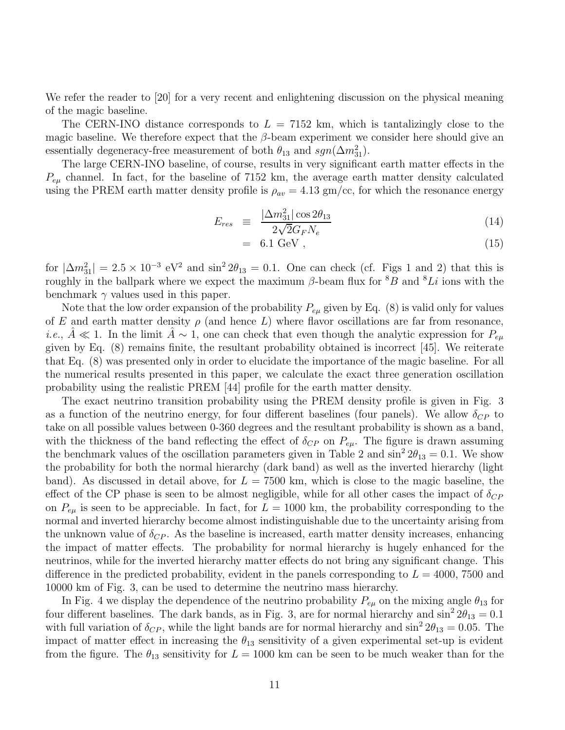We refer the reader to [20] for a very recent and enlightening discussion on the physical meaning of the magic baseline.

The CERN-INO distance corresponds to $L = 7152$ km, which is tantalizingly close to the magic baseline. We therefore expect that the $\beta$-beam experiment we consider here should give an essentially degeneracy-free measurement of both $\theta_{13}$ and $sgn(\Delta m^2_{31})$.

The large CERN-INO baseline, of course, results in very significant earth matter effects in the $P_{e\mu}$ channel. In fact, for the baseline of 7152 km, the average earth matter density calculated using the PREM earth matter density profile is $\rho_{av} = 4.13$ gm/cc, for which the resonance energy

$$
\begin{aligned}
E_{res} &\equiv \frac{|\Delta m^2_{31}| \cos 2\theta_{13}}{2\sqrt{2} G_F N_e} && (14) \\
&= 6.1 \text{ GeV} , && (15)
\end{aligned}
$$

for $|\Delta m^2_{31}| = 2.5 \times 10^{-3}$ eV$^2$ and $\sin^2 2\theta_{13} = 0.1$. One can check (cf. Figs 1 and 2) that this is roughly in the ballpark where we expect the maximum $\beta$-beam flux for $^8B$ and $^8Li$ ions with the benchmark $\gamma$ values used in this paper.

Note that the low order expansion of the probability $P_{e\mu}$ given by Eq. (8) is valid only for values of $E$ and earth matter density $\rho$ (and hence $L$) where flavor oscillations are far from resonance, *i.e.*, $\hat{A} \ll 1$. In the limit $\hat{A} \sim 1$, one can check that even though the analytic expression for $P_{e\mu}$ given by Eq. (8) remains finite, the resultant probability obtained is incorrect [45]. We reiterate that Eq. (8) was presented only in order to elucidate the importance of the magic baseline. For all the numerical results presented in this paper, we calculate the exact three generation oscillation probability using the realistic PREM [44] profile for the earth matter density.

The exact neutrino transition probability using the PREM density profile is given in Fig. 3 as a function of the neutrino energy, for four different baselines (four panels). We allow $\delta_{CP}$ to take on all possible values between 0-360 degrees and the resultant probability is shown as a band, with the thickness of the band reflecting the effect of $\delta_{CP}$ on $P_{e\mu}$. The figure is drawn assuming the benchmark values of the oscillation parameters given in Table 2 and $\sin^2 2\theta_{13} = 0.1$. We show the probability for both the normal hierarchy (dark band) as well as the inverted hierarchy (light band). As discussed in detail above, for $L = 7500$ km, which is close to the magic baseline, the effect of the CP phase is seen to be almost negligible, while for all other cases the impact of $\delta_{CP}$ on $P_{e\mu}$ is seen to be appreciable. In fact, for $L = 1000$ km, the probability corresponding to the normal and inverted hierarchy become almost indistinguishable due to the uncertainty arising from the unknown value of $\delta_{CP}$. As the baseline is increased, earth matter density increases, enhancing the impact of matter effects. The probability for normal hierarchy is hugely enhanced for the neutrinos, while for the inverted hierarchy matter effects do not bring any significant change. This difference in the predicted probability, evident in the panels corresponding to $L = 4000$, 7500 and 10000 km of Fig. 3, can be used to determine the neutrino mass hierarchy.

In Fig. 4 we display the dependence of the neutrino probability $P_{e\mu}$ on the mixing angle $\theta_{13}$ for four different baselines. The dark bands, as in Fig. 3, are for normal hierarchy and $\sin^2 2\theta_{13} = 0.1$ with full variation of $\delta_{CP}$, while the light bands are for normal hierarchy and $\sin^2 2\theta_{13} = 0.05$. The impact of matter effect in increasing the $\theta_{13}$ sensitivity of a given experimental set-up is evident from the figure. The $\theta_{13}$ sensitivity for $L = 1000$ km can be seen to be much weaker than for the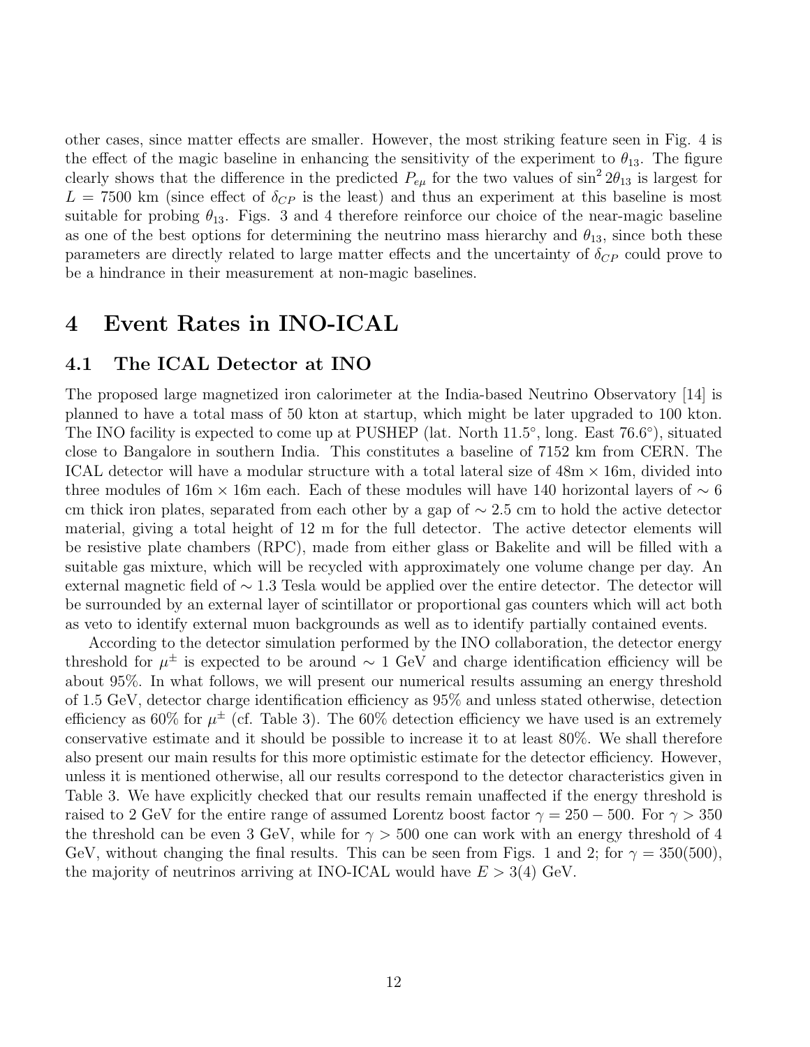other cases, since matter effects are smaller. However, the most striking feature seen in Fig. 4 is the effect of the magic baseline in enhancing the sensitivity of the experiment to $\theta_{13}$. The figure clearly shows that the difference in the predicted $P_{e\mu}$ for the two values of $\sin^2 2\theta_{13}$ is largest for $L = 7500$ km (since effect of $\delta_{CP}$ is the least) and thus an experiment at this baseline is most suitable for probing $\theta_{13}$. Figs. 3 and 4 therefore reinforce our choice of the near-magic baseline as one of the best options for determining the neutrino mass hierarchy and $\theta_{13}$, since both these parameters are directly related to large matter effects and the uncertainty of $\delta_{CP}$ could prove to be a hindrance in their measurement at non-magic baselines.

# 4 Event Rates in INO-ICAL

## 4.1 The ICAL Detector at INO

The proposed large magnetized iron calorimeter at the India-based Neutrino Observatory [14] is planned to have a total mass of 50 kton at startup, which might be later upgraded to 100 kton. The INO facility is expected to come up at PUSHEP (lat. North 11.5°, long. East 76.6°), situated close to Bangalore in southern India. This constitutes a baseline of 7152 km from CERN. The ICAL detector will have a modular structure with a total lateral size of 48m × 16m, divided into three modules of 16m × 16m each. Each of these modules will have 140 horizontal layers of $\sim 6$ cm thick iron plates, separated from each other by a gap of $\sim 2.5$ cm to hold the active detector material, giving a total height of 12 m for the full detector. The active detector elements will be resistive plate chambers (RPC), made from either glass or Bakelite and will be filled with a suitable gas mixture, which will be recycled with approximately one volume change per day. An external magnetic field of $\sim 1.3$ Tesla would be applied over the entire detector. The detector will be surrounded by an external layer of scintillator or proportional gas counters which will act both as veto to identify external muon backgrounds as well as to identify partially contained events.

According to the detector simulation performed by the INO collaboration, the detector energy threshold for $\mu^{\pm}$ is expected to be around $\sim 1$ GeV and charge identification efficiency will be about 95%. In what follows, we will present our numerical results assuming an energy threshold of 1.5 GeV, detector charge identification efficiency as 95% and unless stated otherwise, detection efficiency as 60% for $\mu^{\pm}$ (cf. Table 3). The 60% detection efficiency we have used is an extremely conservative estimate and it should be possible to increase it to at least 80%. We shall therefore also present our main results for this more optimistic estimate for the detector efficiency. However, unless it is mentioned otherwise, all our results correspond to the detector characteristics given in Table 3. We have explicitly checked that our results remain unaffected if the energy threshold is raised to 2 GeV for the entire range of assumed Lorentz boost factor $\gamma = 250 - 500$. For $\gamma > 350$ the threshold can be even 3 GeV, while for $\gamma > 500$ one can work with an energy threshold of 4 GeV, without changing the final results. This can be seen from Figs. 1 and 2; for $\gamma = 350(500)$, the majority of neutrinos arriving at INO-ICAL would have $E > 3(4)$ GeV.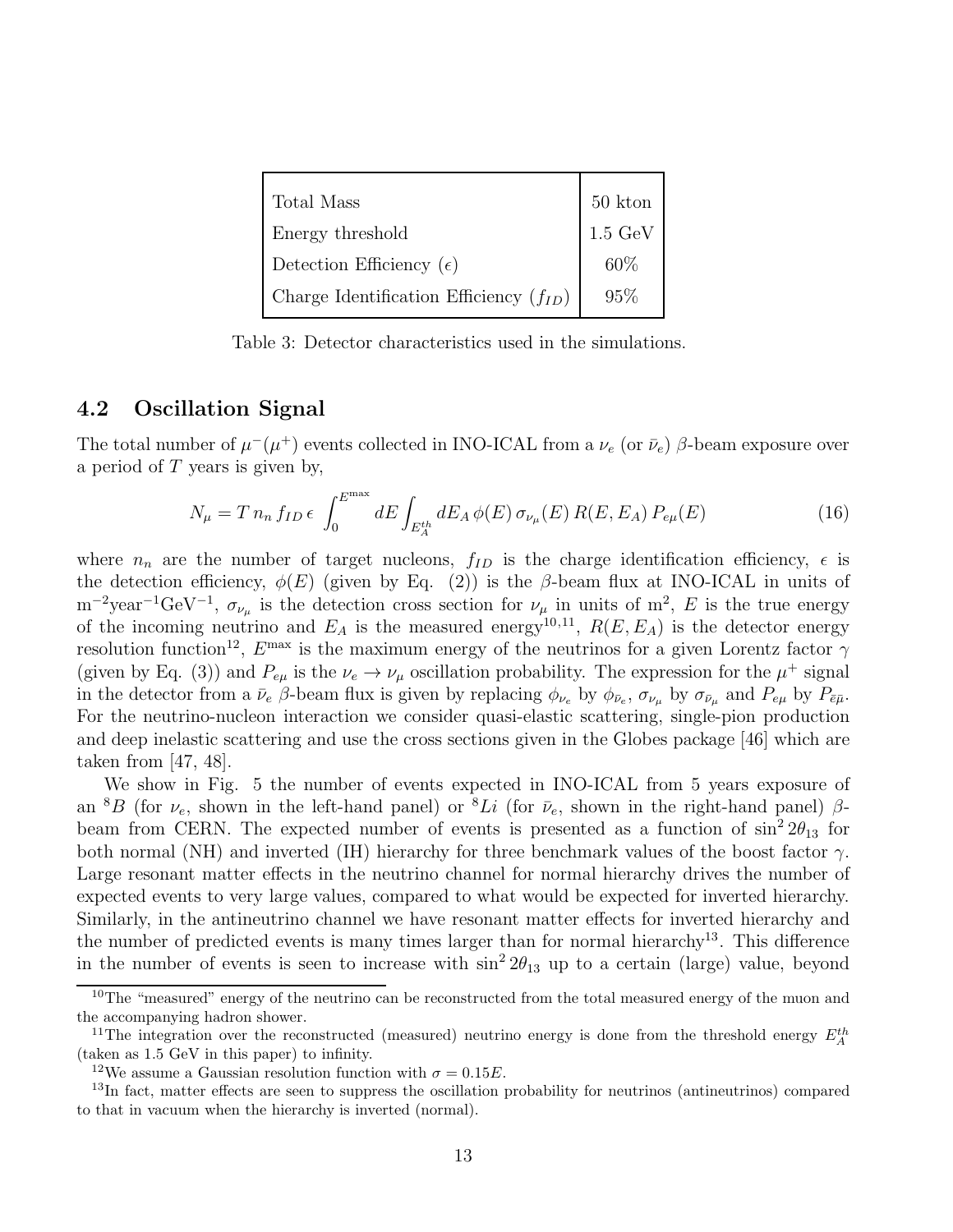| Total Mass | 50 kton |
|---|---|
| Energy threshold | 1.5 GeV |
| Detection Efficiency ($\epsilon$) | 60% |
| Charge Identification Efficiency ($f_{ID}$) | 95% |

Table 3: Detector characteristics used in the simulations.

### 4.2 Oscillation Signal

The total number of $\mu^-(\mu^+)$ events collected in INO-ICAL from a $\nu_e$ (or $\bar{\nu}_e$) $\beta$-beam exposure over a period of $T$ years is given by,

$$N_\mu = T\, n_n\, f_{ID}\, \epsilon \int_0^{E^{\max}} dE \int_{E_A^{th}} dE_A\, \phi(E)\, \sigma_{\nu_\mu}(E)\, R(E, E_A)\, P_{e\mu}(E) \tag{16}$$

where $n_n$ are the number of target nucleons, $f_{ID}$ is the charge identification efficiency, $\epsilon$ is the detection efficiency, $\phi(E)$ (given by Eq. (2)) is the $\beta$-beam flux at INO-ICAL in units of $\mathrm{m}^{-2}\mathrm{year}^{-1}\mathrm{GeV}^{-1}$, $\sigma_{\nu_\mu}$ is the detection cross section for $\nu_\mu$ in units of $\mathrm{m}^2$, $E$ is the true energy of the incoming neutrino and $E_A$ is the measured energy[10,11], $R(E, E_A)$ is the detector energy resolution function[12], $E^{\max}$ is the maximum energy of the neutrinos for a given Lorentz factor $\gamma$ (given by Eq. (3)) and $P_{e\mu}$ is the $\nu_e \to \nu_\mu$ oscillation probability. The expression for the $\mu^+$ signal in the detector from a $\bar{\nu}_e$ $\beta$-beam flux is given by replacing $\phi_{\nu_e}$ by $\phi_{\bar{\nu}_e}$, $\sigma_{\nu_\mu}$ by $\sigma_{\bar{\nu}_\mu}$ and $P_{e\mu}$ by $P_{\bar{e}\bar{\mu}}$. For the neutrino-nucleon interaction we consider quasi-elastic scattering, single-pion production and deep inelastic scattering and use the cross sections given in the Globes package [46] which are taken from [47, 48].

We show in Fig. 5 the number of events expected in INO-ICAL from 5 years exposure of an $^8B$ (for $\nu_e$, shown in the left-hand panel) or $^8Li$ (for $\bar{\nu}_e$, shown in the right-hand panel) $\beta$-beam from CERN. The expected number of events is presented as a function of $\sin^2 2\theta_{13}$ for both normal (NH) and inverted (IH) hierarchy for three benchmark values of the boost factor $\gamma$. Large resonant matter effects in the neutrino channel for normal hierarchy drives the number of expected events to very large values, compared to what would be expected for inverted hierarchy. Similarly, in the antineutrino channel we have resonant matter effects for inverted hierarchy and the number of predicted events is many times larger than for normal hierarchy[13]. This difference in the number of events is seen to increase with $\sin^2 2\theta_{13}$ up to a certain (large) value, beyond

---

[10] The "measured" energy of the neutrino can be reconstructed from the total measured energy of the muon and the accompanying hadron shower.

[11] The integration over the reconstructed (measured) neutrino energy is done from the threshold energy $E_A^{th}$ (taken as 1.5 GeV in this paper) to infinity.

[12] We assume a Gaussian resolution function with $\sigma = 0.15E$.

[13] In fact, matter effects are seen to suppress the oscillation probability for neutrinos (antineutrinos) compared to that in vacuum when the hierarchy is inverted (normal).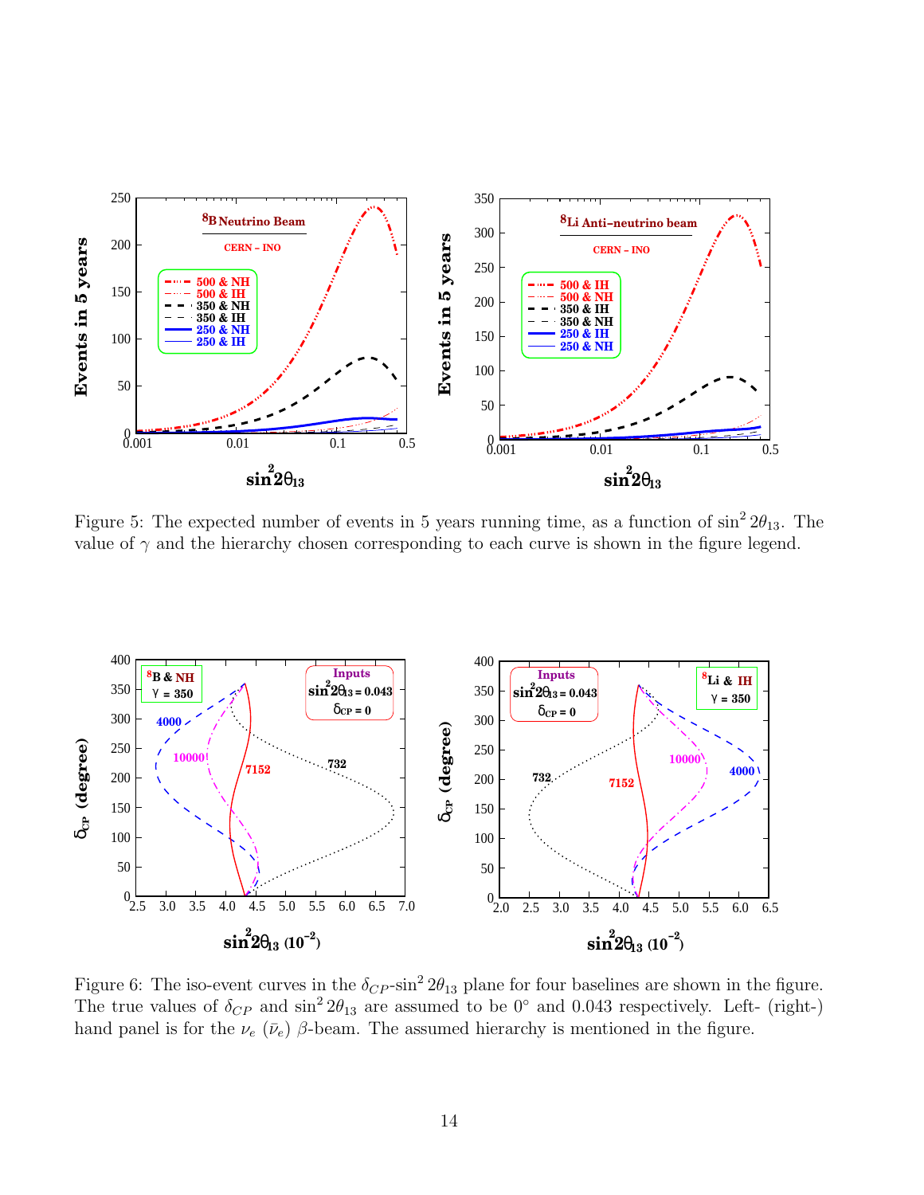8B Neutrino Beam

CERN – INO

500 & NH
500 & IH
350 & NH
350 & IH
250 & NH
250 & IH

Events in 5 years

0
50
100
150
200
250

0.001
0.01
0.1
0.5

$\sin^2 2\theta_{13}$

8Li Anti-neutrino beam

CERN – INO

500 & IH
500 & NH
350 & IH
350 & NH
250 & IH
250 & NH

Events in 5 years

0
50
100
150
200
250
300
350

0.001
0.01
0.1
0.5

$\sin^2 2\theta_{13}$

Figure 5: The expected number of events in 5 years running time, as a function of $\sin^2 2\theta_{13}$. The value of $\gamma$ and the hierarchy chosen corresponding to each curve is shown in the figure legend.

8B & NH
γ = 350

Inputs
$\sin^2 2\theta_{13} = 0.043$
$\delta_{CP} = 0$

4000
10000
7152
732

$\delta_{CP}$ (degree)

0
50
100
150
200
250
300
350
400

2.5
3.0
3.5
4.0
4.5
5.0
5.5
6.0
6.5
7.0

$\sin^2 2\theta_{13}$ ($10^{-2}$)

Inputs
$\sin^2 2\theta_{13} = 0.043$
$\delta_{CP} = 0$

8Li & IH
γ = 350

732
7152
10000
4000

$\delta_{CP}$ (degree)

0
50
100
150
200
250
300
350
400

2.0
2.5
3.0
3.5
4.0
4.5
5.0
5.5
6.0
6.5

$\sin^2 2\theta_{13}$ ($10^{-2}$)

Figure 6: The iso-event curves in the $\delta_{CP}$-$\sin^2 2\theta_{13}$ plane for four baselines are shown in the figure. The true values of $\delta_{CP}$ and $\sin^2 2\theta_{13}$ are assumed to be 0° and 0.043 respectively. Left- (right-) hand panel is for the $\nu_e$ ($\bar{\nu}_e$) $\beta$-beam. The assumed hierarchy is mentioned in the figure.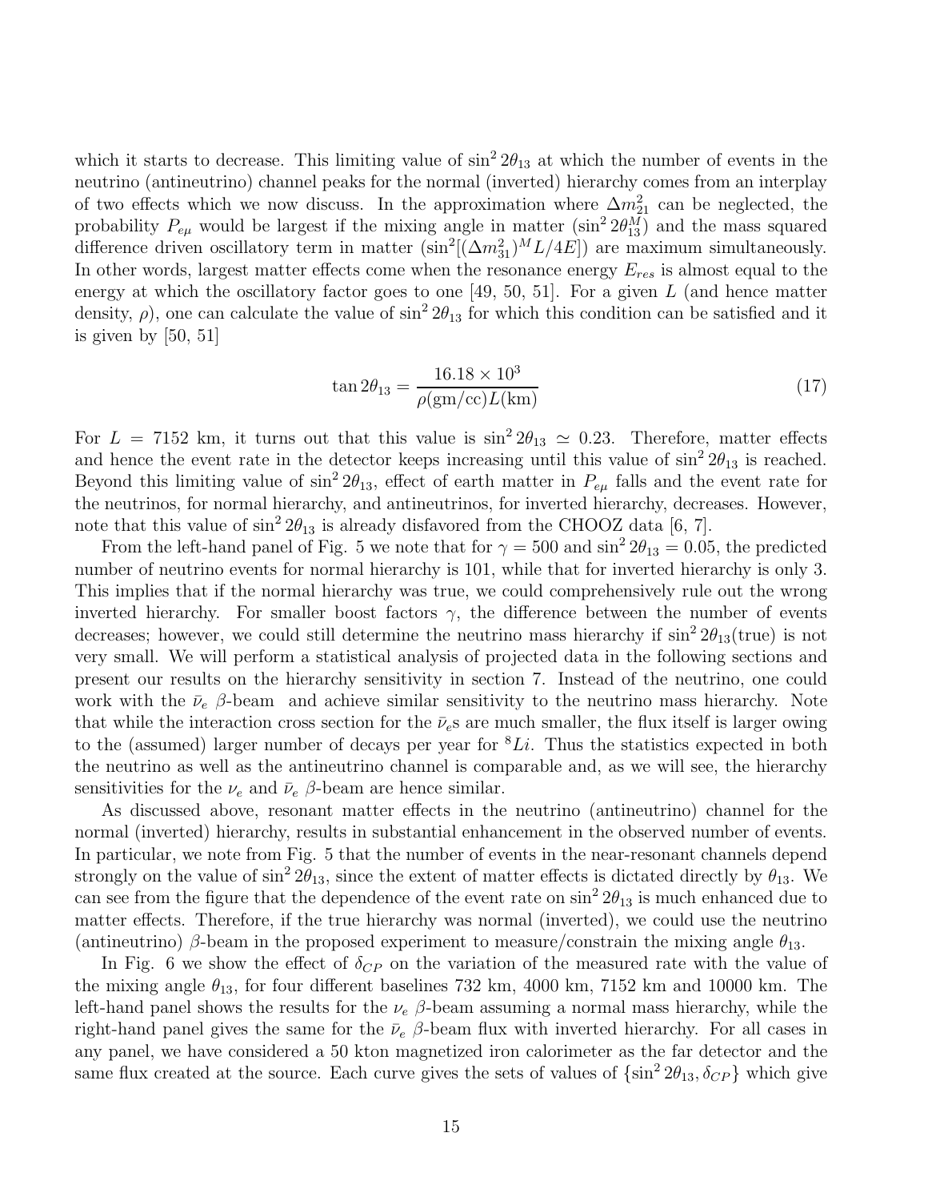which it starts to decrease. This limiting value of $\sin^2 2\theta_{13}$ at which the number of events in the neutrino (antineutrino) channel peaks for the normal (inverted) hierarchy comes from an interplay of two effects which we now discuss. In the approximation where $\Delta m^2_{21}$ can be neglected, the probability $P_{e\mu}$ would be largest if the mixing angle in matter ($\sin^2 2\theta^M_{13}$) and the mass squared difference driven oscillatory term in matter ($\sin^2[(\Delta m^2_{31})^M L/4E]$) are maximum simultaneously. In other words, largest matter effects come when the resonance energy $E_{res}$ is almost equal to the energy at which the oscillatory factor goes to one [49, 50, 51]. For a given $L$ (and hence matter density, $\rho$), one can calculate the value of $\sin^2 2\theta_{13}$ for which this condition can be satisfied and it is given by [50, 51]

$$\tan 2\theta_{13} = \frac{16.18 \times 10^3}{\rho(\text{gm/cc})L(\text{km})} \tag{17}$$

For $L = 7152$ km, it turns out that this value is $\sin^2 2\theta_{13} \simeq 0.23$. Therefore, matter effects and hence the event rate in the detector keeps increasing until this value of $\sin^2 2\theta_{13}$ is reached. Beyond this limiting value of $\sin^2 2\theta_{13}$, effect of earth matter in $P_{e\mu}$ falls and the event rate for the neutrinos, for normal hierarchy, and antineutrinos, for inverted hierarchy, decreases. However, note that this value of $\sin^2 2\theta_{13}$ is already disfavored from the CHOOZ data [6, 7].

From the left-hand panel of Fig. 5 we note that for $\gamma = 500$ and $\sin^2 2\theta_{13} = 0.05$, the predicted number of neutrino events for normal hierarchy is 101, while that for inverted hierarchy is only 3. This implies that if the normal hierarchy was true, we could comprehensively rule out the wrong inverted hierarchy. For smaller boost factors $\gamma$, the difference between the number of events decreases; however, we could still determine the neutrino mass hierarchy if $\sin^2 2\theta_{13}$(true) is not very small. We will perform a statistical analysis of projected data in the following sections and present our results on the hierarchy sensitivity in section 7. Instead of the neutrino, one could work with the $\bar{\nu}_e$ $\beta$-beam and achieve similar sensitivity to the neutrino mass hierarchy. Note that while the interaction cross section for the $\bar{\nu}_e$s are much smaller, the flux itself is larger owing to the (assumed) larger number of decays per year for $^8Li$. Thus the statistics expected in both the neutrino as well as the antineutrino channel is comparable and, as we will see, the hierarchy sensitivities for the $\nu_e$ and $\bar{\nu}_e$ $\beta$-beam are hence similar.

As discussed above, resonant matter effects in the neutrino (antineutrino) channel for the normal (inverted) hierarchy, results in substantial enhancement in the observed number of events. In particular, we note from Fig. 5 that the number of events in the near-resonant channels depend strongly on the value of $\sin^2 2\theta_{13}$, since the extent of matter effects is dictated directly by $\theta_{13}$. We can see from the figure that the dependence of the event rate on $\sin^2 2\theta_{13}$ is much enhanced due to matter effects. Therefore, if the true hierarchy was normal (inverted), we could use the neutrino (antineutrino) $\beta$-beam in the proposed experiment to measure/constrain the mixing angle $\theta_{13}$.

In Fig. 6 we show the effect of $\delta_{CP}$ on the variation of the measured rate with the value of the mixing angle $\theta_{13}$, for four different baselines 732 km, 4000 km, 7152 km and 10000 km. The left-hand panel shows the results for the $\nu_e$ $\beta$-beam assuming a normal mass hierarchy, while the right-hand panel gives the same for the $\bar{\nu}_e$ $\beta$-beam flux with inverted hierarchy. For all cases in any panel, we have considered a 50 kton magnetized iron calorimeter as the far detector and the same flux created at the source. Each curve gives the sets of values of $\{\sin^2 2\theta_{13}, \delta_{CP}\}$ which give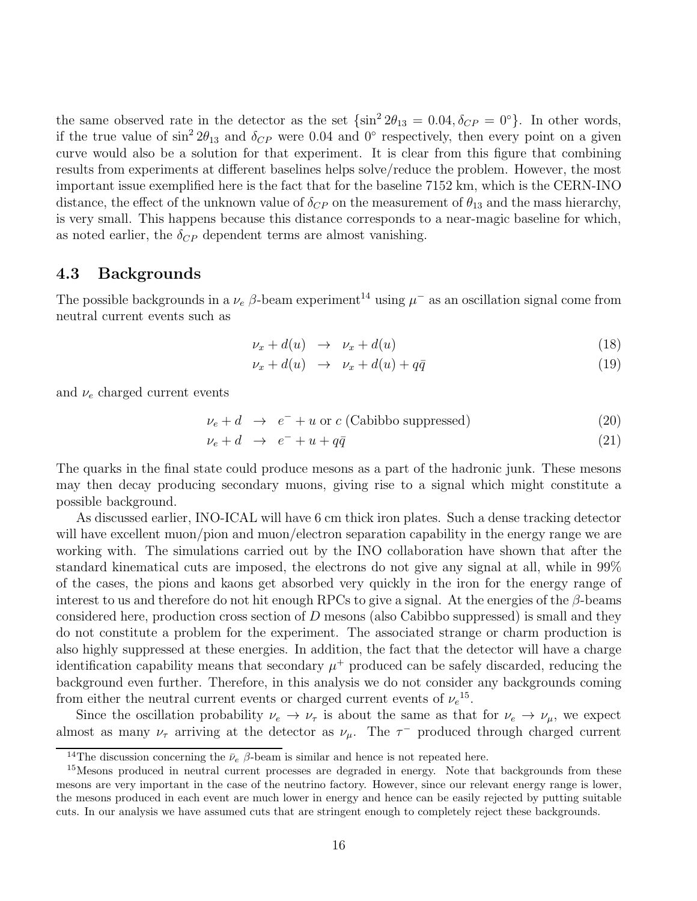the same observed rate in the detector as the set $\{\sin^2 2\theta_{13} = 0.04, \delta_{CP} = 0^\circ\}$. In other words, if the true value of $\sin^2 2\theta_{13}$ and $\delta_{CP}$ were 0.04 and $0^\circ$ respectively, then every point on a given curve would also be a solution for that experiment. It is clear from this figure that combining results from experiments at different baselines helps solve/reduce the problem. However, the most important issue exemplified here is the fact that for the baseline 7152 km, which is the CERN-INO distance, the effect of the unknown value of $\delta_{CP}$ on the measurement of $\theta_{13}$ and the mass hierarchy, is very small. This happens because this distance corresponds to a near-magic baseline for which, as noted earlier, the $\delta_{CP}$ dependent terms are almost vanishing.

## 4.3 Backgrounds

The possible backgrounds in a $\nu_e$ $\beta$-beam experiment[14] using $\mu^-$ as an oscillation signal come from neutral current events such as

$$\nu_x + d(u) \rightarrow \nu_x + d(u) \tag{18}$$

$$\nu_x + d(u) \rightarrow \nu_x + d(u) + q\bar{q} \tag{19}$$

and $\nu_e$ charged current events

$$\nu_e + d \rightarrow e^- + u \text{ or } c \text{ (Cabibbo suppressed)} \tag{20}$$

$$\nu_e + d \rightarrow e^- + u + q\bar{q} \tag{21}$$

The quarks in the final state could produce mesons as a part of the hadronic junk. These mesons may then decay producing secondary muons, giving rise to a signal which might constitute a possible background.

As discussed earlier, INO-ICAL will have 6 cm thick iron plates. Such a dense tracking detector will have excellent muon/pion and muon/electron separation capability in the energy range we are working with. The simulations carried out by the INO collaboration have shown that after the standard kinematical cuts are imposed, the electrons do not give any signal at all, while in 99% of the cases, the pions and kaons get absorbed very quickly in the iron for the energy range of interest to us and therefore do not hit enough RPCs to give a signal. At the energies of the $\beta$-beams considered here, production cross section of $D$ mesons (also Cabibbo suppressed) is small and they do not constitute a problem for the experiment. The associated strange or charm production is also highly suppressed at these energies. In addition, the fact that the detector will have a charge identification capability means that secondary $\mu^+$ produced can be safely discarded, reducing the background even further. Therefore, in this analysis we do not consider any backgrounds coming from either the neutral current events or charged current events of $\nu_e$[15].

Since the oscillation probability $\nu_e \rightarrow \nu_\tau$ is about the same as that for $\nu_e \rightarrow \nu_\mu$, we expect almost as many $\nu_\tau$ arriving at the detector as $\nu_\mu$. The $\tau^-$ produced through charged current

[14] The discussion concerning the $\bar{\nu}_e$ $\beta$-beam is similar and hence is not repeated here.

[15] Mesons produced in neutral current processes are degraded in energy. Note that backgrounds from these mesons are very important in the case of the neutrino factory. However, since our relevant energy range is lower, the mesons produced in each event are much lower in energy and hence can be easily rejected by putting suitable cuts. In our analysis we have assumed cuts that are stringent enough to completely reject these backgrounds.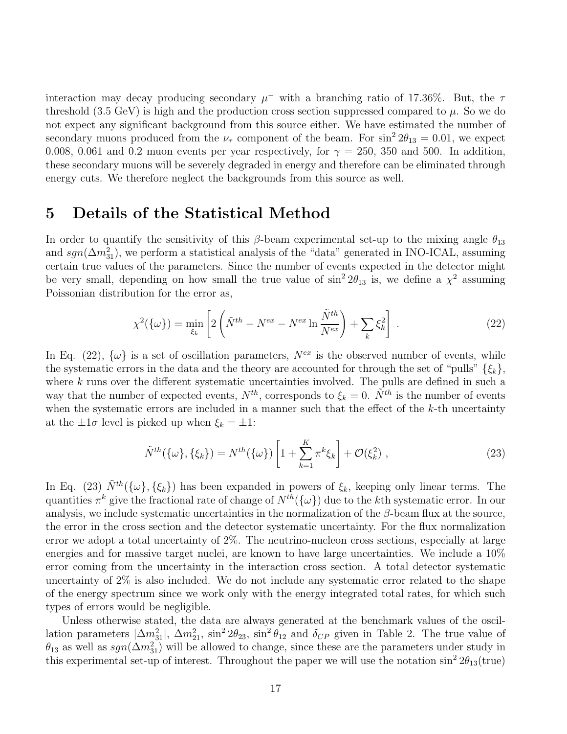interaction may decay producing secondary $\mu^-$ with a branching ratio of 17.36%. But, the $\tau$ threshold (3.5 GeV) is high and the production cross section suppressed compared to $\mu$. So we do not expect any significant background from this source either. We have estimated the number of secondary muons produced from the $\nu_\tau$ component of the beam. For $\sin^2 2\theta_{13} = 0.01$, we expect 0.008, 0.061 and 0.2 muon events per year respectively, for $\gamma = 250$, 350 and 500. In addition, these secondary muons will be severely degraded in energy and therefore can be eliminated through energy cuts. We therefore neglect the backgrounds from this source as well.

# 5 Details of the Statistical Method

In order to quantify the sensitivity of this $\beta$-beam experimental set-up to the mixing angle $\theta_{13}$ and $sgn(\Delta m^2_{31})$, we perform a statistical analysis of the "data" generated in INO-ICAL, assuming certain true values of the parameters. Since the number of events expected in the detector might be very small, depending on how small the true value of $\sin^2 2\theta_{13}$ is, we define a $\chi^2$ assuming Poissonian distribution for the error as,

$$\chi^2(\{\omega\}) = \min_{\xi_k} \left[ 2 \left( \tilde{N}^{th} - N^{ex} - N^{ex} \ln \frac{\tilde{N}^{th}}{N^{ex}} \right) + \sum_k \xi_k^2 \right] . \tag{22}$$

In Eq. (22), $\{\omega\}$ is a set of oscillation parameters, $N^{ex}$ is the observed number of events, while the systematic errors in the data and the theory are accounted for through the set of "pulls" $\{\xi_k\}$, where $k$ runs over the different systematic uncertainties involved. The pulls are defined in such a way that the number of expected events, $N^{th}$, corresponds to $\xi_k = 0$. $\tilde{N}^{th}$ is the number of events when the systematic errors are included in a manner such that the effect of the $k$-th uncertainty at the $\pm 1\sigma$ level is picked up when $\xi_k = \pm 1$:

$$\tilde{N}^{th}(\{\omega\}, \{\xi_k\}) = N^{th}(\{\omega\}) \left[ 1 + \sum_{k=1}^{K} \pi^k \xi_k \right] + \mathcal{O}(\xi_k^2) , \tag{23}$$

In Eq. (23) $\tilde{N}^{th}(\{\omega\}, \{\xi_k\})$ has been expanded in powers of $\xi_k$, keeping only linear terms. The quantities $\pi^k$ give the fractional rate of change of $N^{th}(\{\omega\})$ due to the $k$th systematic error. In our analysis, we include systematic uncertainties in the normalization of the $\beta$-beam flux at the source, the error in the cross section and the detector systematic uncertainty. For the flux normalization error we adopt a total uncertainty of 2%. The neutrino-nucleon cross sections, especially at large energies and for massive target nuclei, are known to have large uncertainties. We include a 10% error coming from the uncertainty in the interaction cross section. A total detector systematic uncertainty of 2% is also included. We do not include any systematic error related to the shape of the energy spectrum since we work only with the energy integrated total rates, for which such types of errors would be negligible.

Unless otherwise stated, the data are always generated at the benchmark values of the oscillation parameters $|\Delta m^2_{31}|$, $\Delta m^2_{21}$, $\sin^2 2\theta_{23}$, $\sin^2 \theta_{12}$ and $\delta_{CP}$ given in Table 2. The true value of $\theta_{13}$ as well as $sgn(\Delta m^2_{31})$ will be allowed to change, since these are the parameters under study in this experimental set-up of interest. Throughout the paper we will use the notation $\sin^2 2\theta_{13}$(true)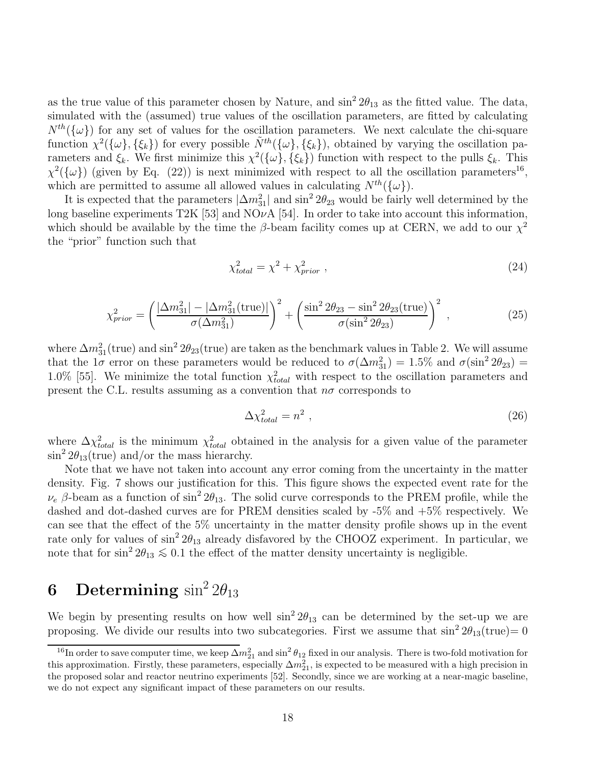as the true value of this parameter chosen by Nature, and $\sin^2 2\theta_{13}$ as the fitted value. The data, simulated with the (assumed) true values of the oscillation parameters, are fitted by calculating $N^{th}(\{\omega\})$ for any set of values for the oscillation parameters. We next calculate the chi-square function $\chi^2(\{\omega\},\{\xi_k\})$ for every possible $\tilde{N}^{th}(\{\omega\},\{\xi_k\})$, obtained by varying the oscillation parameters and $\xi_k$. We first minimize this $\chi^2(\{\omega\},\{\xi_k\})$ function with respect to the pulls $\xi_k$. This $\chi^2(\{\omega\})$ (given by Eq. (22)) is next minimized with respect to all the oscillation parameters[16], which are permitted to assume all allowed values in calculating $N^{th}(\{\omega\})$.

It is expected that the parameters $|\Delta m^2_{31}|$ and $\sin^2 2\theta_{23}$ would be fairly well determined by the long baseline experiments T2K [53] and NO$\nu$A [54]. In order to take into account this information, which should be available by the time the $\beta$-beam facility comes up at CERN, we add to our $\chi^2$ the "prior" function such that

$$\chi^2_{total} = \chi^2 + \chi^2_{prior} \ , \tag{24}$$

$$\chi^2_{prior} = \left(\frac{|\Delta m^2_{31}| - |\Delta m^2_{31}(\text{true})|}{\sigma(\Delta m^2_{31})}\right)^2 + \left(\frac{\sin^2 2\theta_{23} - \sin^2 2\theta_{23}(\text{true})}{\sigma(\sin^2 2\theta_{23})}\right)^2 \ , \tag{25}$$

where $\Delta m^2_{31}(\text{true})$ and $\sin^2 2\theta_{23}(\text{true})$ are taken as the benchmark values in Table 2. We will assume that the $1\sigma$ error on these parameters would be reduced to $\sigma(\Delta m^2_{31}) = 1.5\%$ and $\sigma(\sin^2 2\theta_{23}) = 1.0\%$ [55]. We minimize the total function $\chi^2_{total}$ with respect to the oscillation parameters and present the C.L. results assuming as a convention that $n\sigma$ corresponds to

$$\Delta\chi^2_{total} = n^2 \ , \tag{26}$$

where $\Delta\chi^2_{total}$ is the minimum $\chi^2_{total}$ obtained in the analysis for a given value of the parameter $\sin^2 2\theta_{13}(\text{true})$ and/or the mass hierarchy.

Note that we have not taken into account any error coming from the uncertainty in the matter density. Fig. 7 shows our justification for this. This figure shows the expected event rate for the $\nu_e$ $\beta$-beam as a function of $\sin^2 2\theta_{13}$. The solid curve corresponds to the PREM profile, while the dashed and dot-dashed curves are for PREM densities scaled by -5% and +5% respectively. We can see that the effect of the 5% uncertainty in the matter density profile shows up in the event rate only for values of $\sin^2 2\theta_{13}$ already disfavored by the CHOOZ experiment. In particular, we note that for $\sin^2 2\theta_{13} \lesssim 0.1$ the effect of the matter density uncertainty is negligible.

# 6 Determining $\sin^2 2\theta_{13}$

We begin by presenting results on how well $\sin^2 2\theta_{13}$ can be determined by the set-up we are proposing. We divide our results into two subcategories. First we assume that $\sin^2 2\theta_{13}(\text{true}) = 0$

[16] In order to save computer time, we keep $\Delta m^2_{21}$ and $\sin^2\theta_{12}$ fixed in our analysis. There is two-fold motivation for this approximation. Firstly, these parameters, especially $\Delta m^2_{21}$, is expected to be measured with a high precision in the proposed solar and reactor neutrino experiments [52]. Secondly, since we are working at a near-magic baseline, we do not expect any significant impact of these parameters on our results.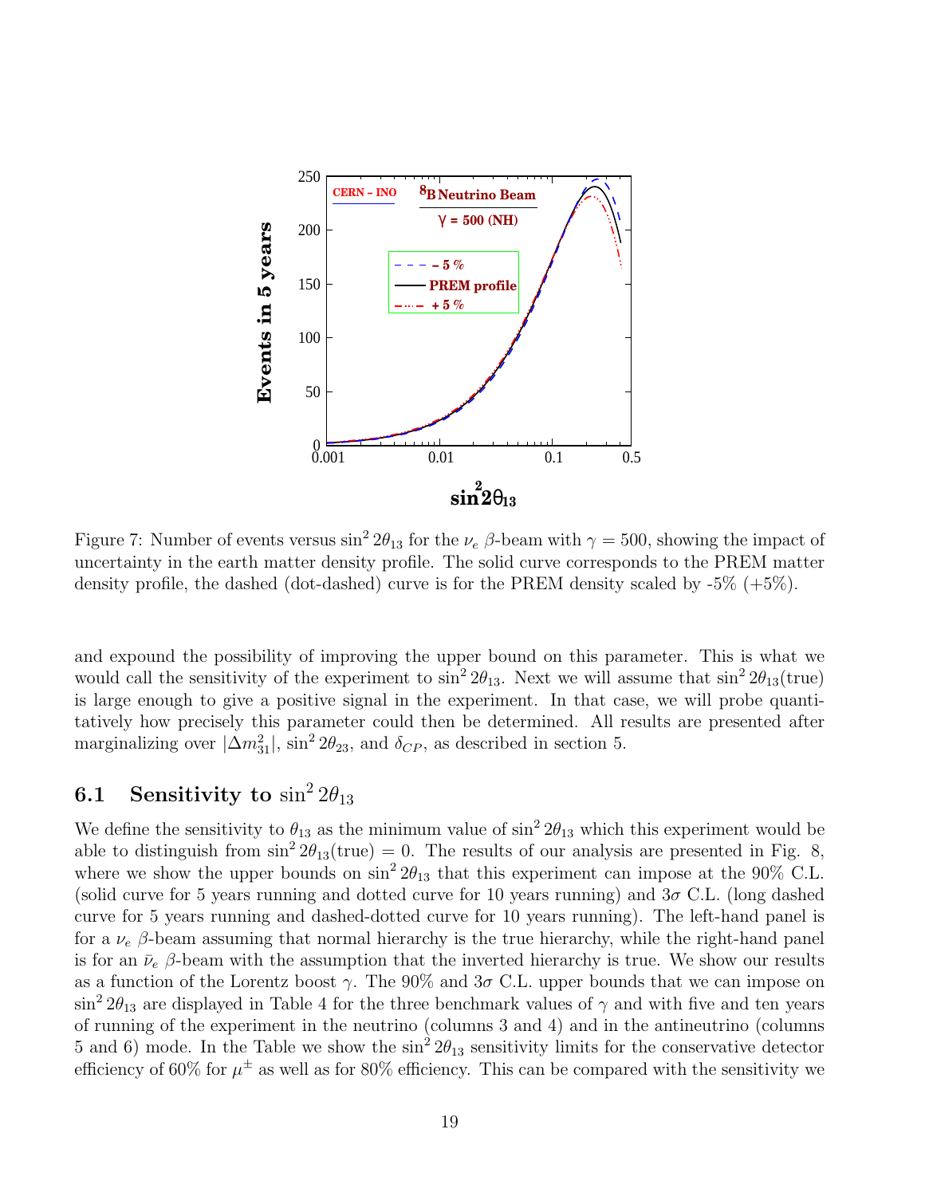CERN – INO

$^8$B Neutrino Beam

γ = 500 (NH)

– 5 %

PREM profile

+ 5 %

Events in 5 years

250

200

150

100

50

0

0.001

0.01

0.1

0.5

$\sin^2 2\theta_{13}$

Figure 7: Number of events versus $\sin^2 2\theta_{13}$ for the $\nu_e$ $\beta$-beam with $\gamma = 500$, showing the impact of uncertainty in the earth matter density profile. The solid curve corresponds to the PREM matter density profile, the dashed (dot-dashed) curve is for the PREM density scaled by -5% (+5%).

and expound the possibility of improving the upper bound on this parameter. This is what we would call the sensitivity of the experiment to $\sin^2 2\theta_{13}$. Next we will assume that $\sin^2 2\theta_{13}$(true) is large enough to give a positive signal in the experiment. In that case, we will probe quantitatively how precisely this parameter could then be determined. All results are presented after marginalizing over $|\Delta m^2_{31}|$, $\sin^2 2\theta_{23}$, and $\delta_{CP}$, as described in section 5.

### 6.1 Sensitivity to $\sin^2 2\theta_{13}$

We define the sensitivity to $\theta_{13}$ as the minimum value of $\sin^2 2\theta_{13}$ which this experiment would be able to distinguish from $\sin^2 2\theta_{13}$(true) = 0. The results of our analysis are presented in Fig. 8, where we show the upper bounds on $\sin^2 2\theta_{13}$ that this experiment can impose at the 90% C.L. (solid curve for 5 years running and dotted curve for 10 years running) and $3\sigma$ C.L. (long dashed curve for 5 years running and dashed-dotted curve for 10 years running). The left-hand panel is for a $\nu_e$ $\beta$-beam assuming that normal hierarchy is the true hierarchy, while the right-hand panel is for an $\bar{\nu}_e$ $\beta$-beam with the assumption that the inverted hierarchy is true. We show our results as a function of the Lorentz boost $\gamma$. The 90% and $3\sigma$ C.L. upper bounds that we can impose on $\sin^2 2\theta_{13}$ are displayed in Table 4 for the three benchmark values of $\gamma$ and with five and ten years of running of the experiment in the neutrino (columns 3 and 4) and in the antineutrino (columns 5 and 6) mode. In the Table we show the $\sin^2 2\theta_{13}$ sensitivity limits for the conservative detector efficiency of 60% for $\mu^\pm$ as well as for 80% efficiency. This can be compared with the sensitivity we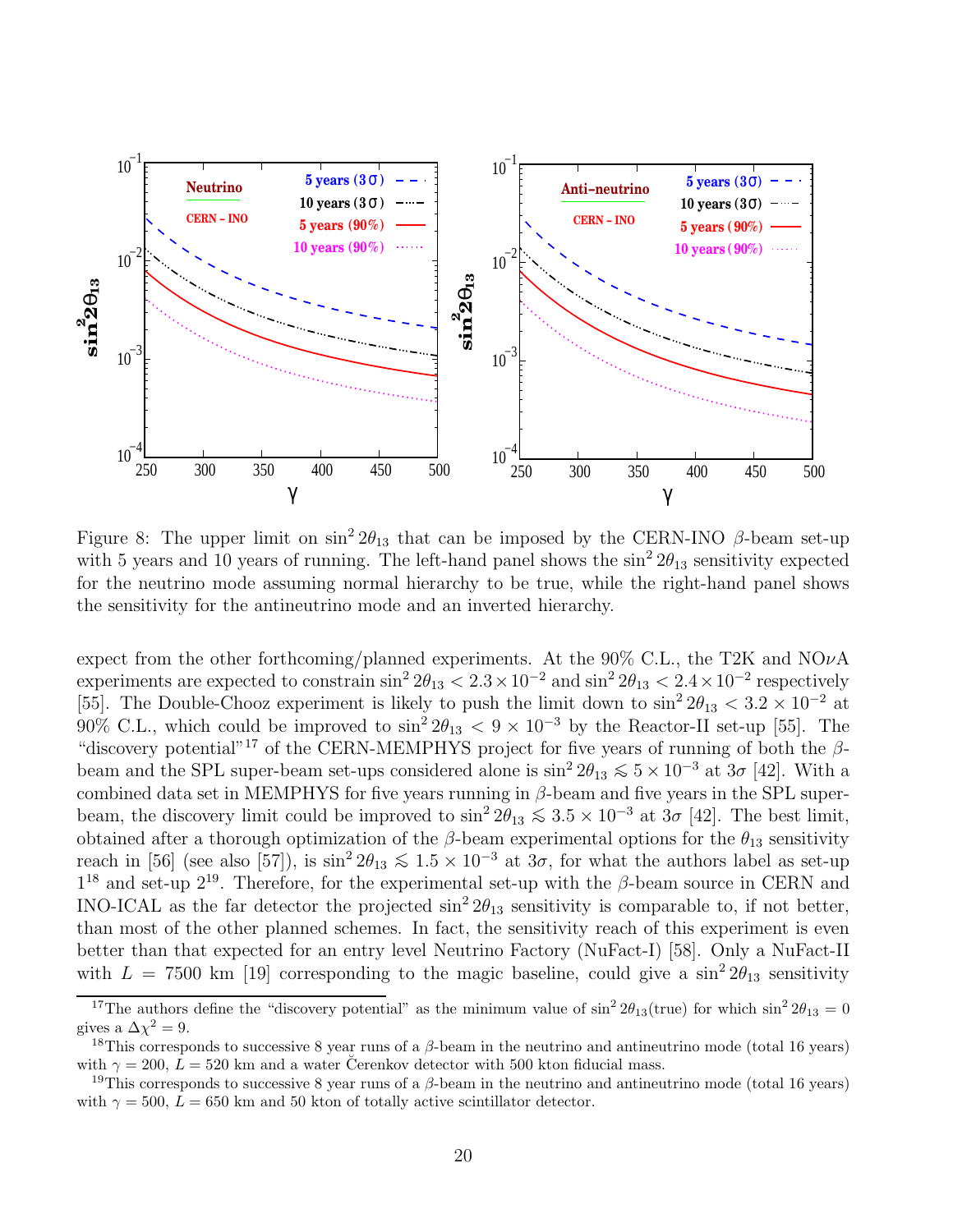Neutrino

CERN – INO

5 years (3σ)

10 years (3σ)

5 years (90%)

10 years (90%)

$\sin^2 2\theta_{13}$

$10^{-1}$

$10^{-2}$

$10^{-3}$

$10^{-4}$

250 300 350 400 450 500

γ

Anti-neutrino

CERN – INO

5 years (3σ)

10 years (3σ)

5 years (90%)

10 years (90%)

$\sin^2 2\theta_{13}$

$10^{-1}$

$10^{-2}$

$10^{-3}$

$10^{-4}$

250 300 350 400 450 500

γ

Figure 8: The upper limit on $\sin^2 2\theta_{13}$ that can be imposed by the CERN-INO $\beta$-beam set-up with 5 years and 10 years of running. The left-hand panel shows the $\sin^2 2\theta_{13}$ sensitivity expected for the neutrino mode assuming normal hierarchy to be true, while the right-hand panel shows the sensitivity for the antineutrino mode and an inverted hierarchy.

expect from the other forthcoming/planned experiments. At the 90% C.L., the T2K and NO$\nu$A experiments are expected to constrain $\sin^2 2\theta_{13} < 2.3 \times 10^{-2}$ and $\sin^2 2\theta_{13} < 2.4 \times 10^{-2}$ respectively [55]. The Double-Chooz experiment is likely to push the limit down to $\sin^2 2\theta_{13} < 3.2 \times 10^{-2}$ at 90% C.L., which could be improved to $\sin^2 2\theta_{13} < 9 \times 10^{-3}$ by the Reactor-II set-up [55]. The "discovery potential"[17] of the CERN-MEMPHYS project for five years of running of both the $\beta$-beam and the SPL super-beam set-ups considered alone is $\sin^2 2\theta_{13} \lesssim 5 \times 10^{-3}$ at $3\sigma$ [42]. With a combined data set in MEMPHYS for five years running in $\beta$-beam and five years in the SPL super-beam, the discovery limit could be improved to $\sin^2 2\theta_{13} \lesssim 3.5 \times 10^{-3}$ at $3\sigma$ [42]. The best limit, obtained after a thorough optimization of the $\beta$-beam experimental options for the $\theta_{13}$ sensitivity reach in [56] (see also [57]), is $\sin^2 2\theta_{13} \lesssim 1.5 \times 10^{-3}$ at $3\sigma$, for what the authors label as set-up 1[18] and set-up 2[19]. Therefore, for the experimental set-up with the $\beta$-beam source in CERN and INO-ICAL as the far detector the projected $\sin^2 2\theta_{13}$ sensitivity is comparable to, if not better, than most of the other planned schemes. In fact, the sensitivity reach of this experiment is even better than that expected for an entry level Neutrino Factory (NuFact-I) [58]. Only a NuFact-II with $L = 7500$ km [19] corresponding to the magic baseline, could give a $\sin^2 2\theta_{13}$ sensitivity

[17] The authors define the "discovery potential" as the minimum value of $\sin^2 2\theta_{13}$(true) for which $\sin^2 2\theta_{13} = 0$ gives a $\Delta\chi^2 = 9$.

[18] This corresponds to successive 8 year runs of a $\beta$-beam in the neutrino and antineutrino mode (total 16 years) with $\gamma = 200$, $L = 520$ km and a water Čerenkov detector with 500 kton fiducial mass.

[19] This corresponds to successive 8 year runs of a $\beta$-beam in the neutrino and antineutrino mode (total 16 years) with $\gamma = 500$, $L = 650$ km and 50 kton of totally active scintillator detector.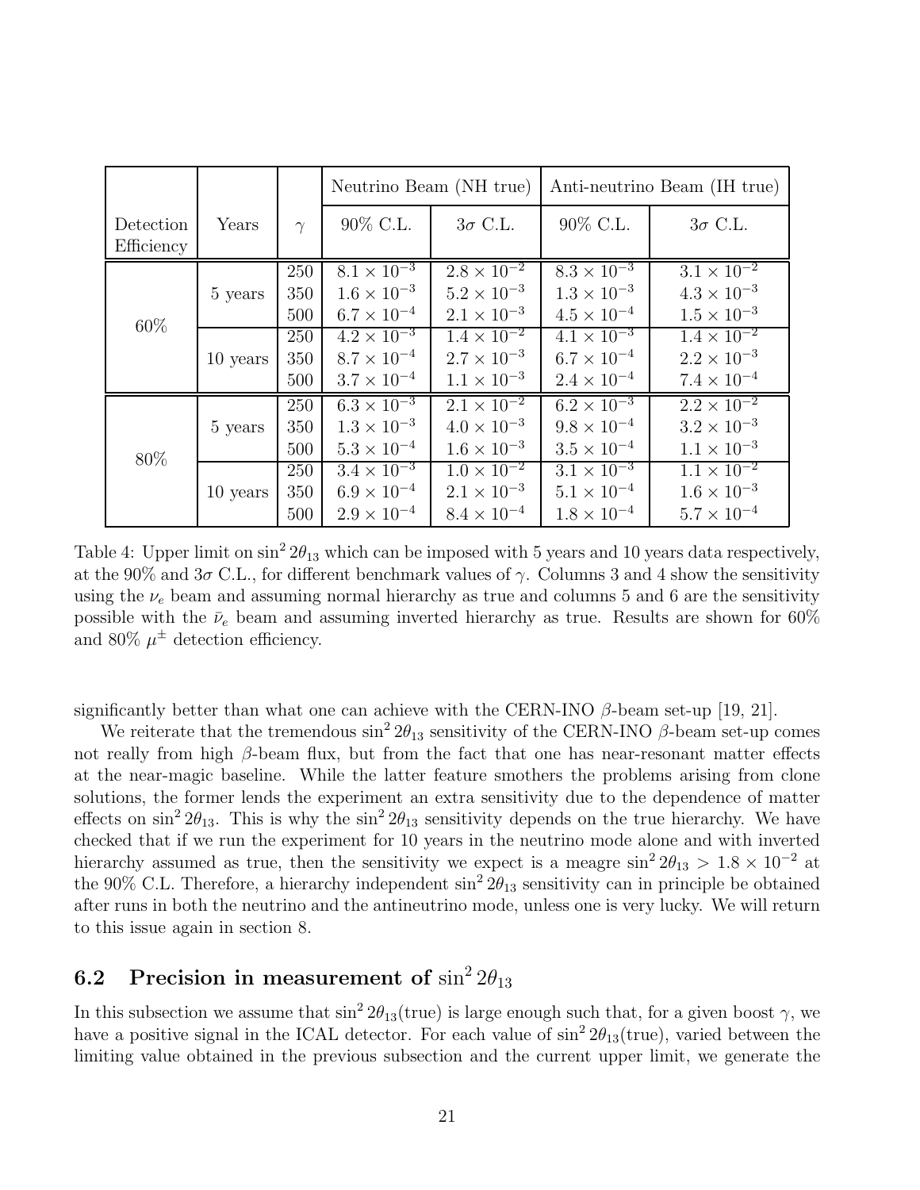| | | | Neutrino Beam (NH true) | | Anti-neutrino Beam (IH true) | |
|---|---|---|---|---|---|---|
| Detection Efficiency | Years | $\gamma$ | 90% C.L. | $3\sigma$ C.L. | 90% C.L. | $3\sigma$ C.L. |
| 60% | 5 years | 250 | $8.1 \times 10^{-3}$ | $2.8 \times 10^{-2}$ | $8.3 \times 10^{-3}$ | $3.1 \times 10^{-2}$ |
| | | 350 | $1.6 \times 10^{-3}$ | $5.2 \times 10^{-3}$ | $1.3 \times 10^{-3}$ | $4.3 \times 10^{-3}$ |
| | | 500 | $6.7 \times 10^{-4}$ | $2.1 \times 10^{-3}$ | $4.5 \times 10^{-4}$ | $1.5 \times 10^{-3}$ |
| | 10 years | 250 | $4.2 \times 10^{-3}$ | $1.4 \times 10^{-2}$ | $4.1 \times 10^{-3}$ | $1.4 \times 10^{-2}$ |
| | | 350 | $8.7 \times 10^{-4}$ | $2.7 \times 10^{-3}$ | $6.7 \times 10^{-4}$ | $2.2 \times 10^{-3}$ |
| | | 500 | $3.7 \times 10^{-4}$ | $1.1 \times 10^{-3}$ | $2.4 \times 10^{-4}$ | $7.4 \times 10^{-4}$ |
| 80% | 5 years | 250 | $6.3 \times 10^{-3}$ | $2.1 \times 10^{-2}$ | $6.2 \times 10^{-3}$ | $2.2 \times 10^{-2}$ |
| | | 350 | $1.3 \times 10^{-3}$ | $4.0 \times 10^{-3}$ | $9.8 \times 10^{-4}$ | $3.2 \times 10^{-3}$ |
| | | 500 | $5.3 \times 10^{-4}$ | $1.6 \times 10^{-3}$ | $3.5 \times 10^{-4}$ | $1.1 \times 10^{-3}$ |
| | 10 years | 250 | $3.4 \times 10^{-3}$ | $1.0 \times 10^{-2}$ | $3.1 \times 10^{-3}$ | $1.1 \times 10^{-2}$ |
| | | 350 | $6.9 \times 10^{-4}$ | $2.1 \times 10^{-3}$ | $5.1 \times 10^{-4}$ | $1.6 \times 10^{-3}$ |
| | | 500 | $2.9 \times 10^{-4}$ | $8.4 \times 10^{-4}$ | $1.8 \times 10^{-4}$ | $5.7 \times 10^{-4}$ |

Table 4: Upper limit on $\sin^2 2\theta_{13}$ which can be imposed with 5 years and 10 years data respectively, at the 90% and $3\sigma$ C.L., for different benchmark values of $\gamma$. Columns 3 and 4 show the sensitivity using the $\nu_e$ beam and assuming normal hierarchy as true and columns 5 and 6 are the sensitivity possible with the $\bar{\nu}_e$ beam and assuming inverted hierarchy as true. Results are shown for 60% and 80% $\mu^\pm$ detection efficiency.

significantly better than what one can achieve with the CERN-INO $\beta$-beam set-up [19, 21].

We reiterate that the tremendous $\sin^2 2\theta_{13}$ sensitivity of the CERN-INO $\beta$-beam set-up comes not really from high $\beta$-beam flux, but from the fact that one has near-resonant matter effects at the near-magic baseline. While the latter feature smothers the problems arising from clone solutions, the former lends the experiment an extra sensitivity due to the dependence of matter effects on $\sin^2 2\theta_{13}$. This is why the $\sin^2 2\theta_{13}$ sensitivity depends on the true hierarchy. We have checked that if we run the experiment for 10 years in the neutrino mode alone and with inverted hierarchy assumed as true, then the sensitivity we expect is a meagre $\sin^2 2\theta_{13} > 1.8 \times 10^{-2}$ at the 90% C.L. Therefore, a hierarchy independent $\sin^2 2\theta_{13}$ sensitivity can in principle be obtained after runs in both the neutrino and the antineutrino mode, unless one is very lucky. We will return to this issue again in section 8.

## 6.2 Precision in measurement of $\sin^2 2\theta_{13}$

In this subsection we assume that $\sin^2 2\theta_{13}$(true) is large enough such that, for a given boost $\gamma$, we have a positive signal in the ICAL detector. For each value of $\sin^2 2\theta_{13}$(true), varied between the limiting value obtained in the previous subsection and the current upper limit, we generate the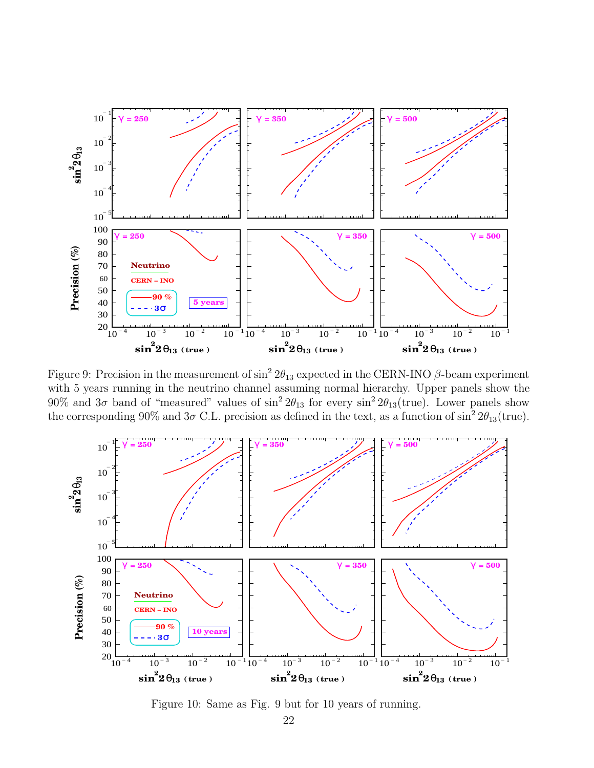$\gamma$ = 250

$\gamma$ = 350

$\gamma$ = 500

$\sin^2 2\theta_{13}$

Precision (%)

Neutrino

CERN – INO

90 %

$3\sigma$

5 years

$\sin^2 2\theta_{13}$ (true)

Figure 9: Precision in the measurement of $\sin^2 2\theta_{13}$ expected in the CERN-INO $\beta$-beam experiment with 5 years running in the neutrino channel assuming normal hierarchy. Upper panels show the 90% and $3\sigma$ band of "measured" values of $\sin^2 2\theta_{13}$ for every $\sin^2 2\theta_{13}$(true). Lower panels show the corresponding 90% and $3\sigma$ C.L. precision as defined in the text, as a function of $\sin^2 2\theta_{13}$(true).

$\gamma$ = 250

$\gamma$ = 350

$\gamma$ = 500

$\sin^2 2\theta_{13}$

Precision (%)

Neutrino

CERN – INO

90 %

$3\sigma$

10 years

$\sin^2 2\theta_{13}$ (true)

Figure 10: Same as Fig. 9 but for 10 years of running.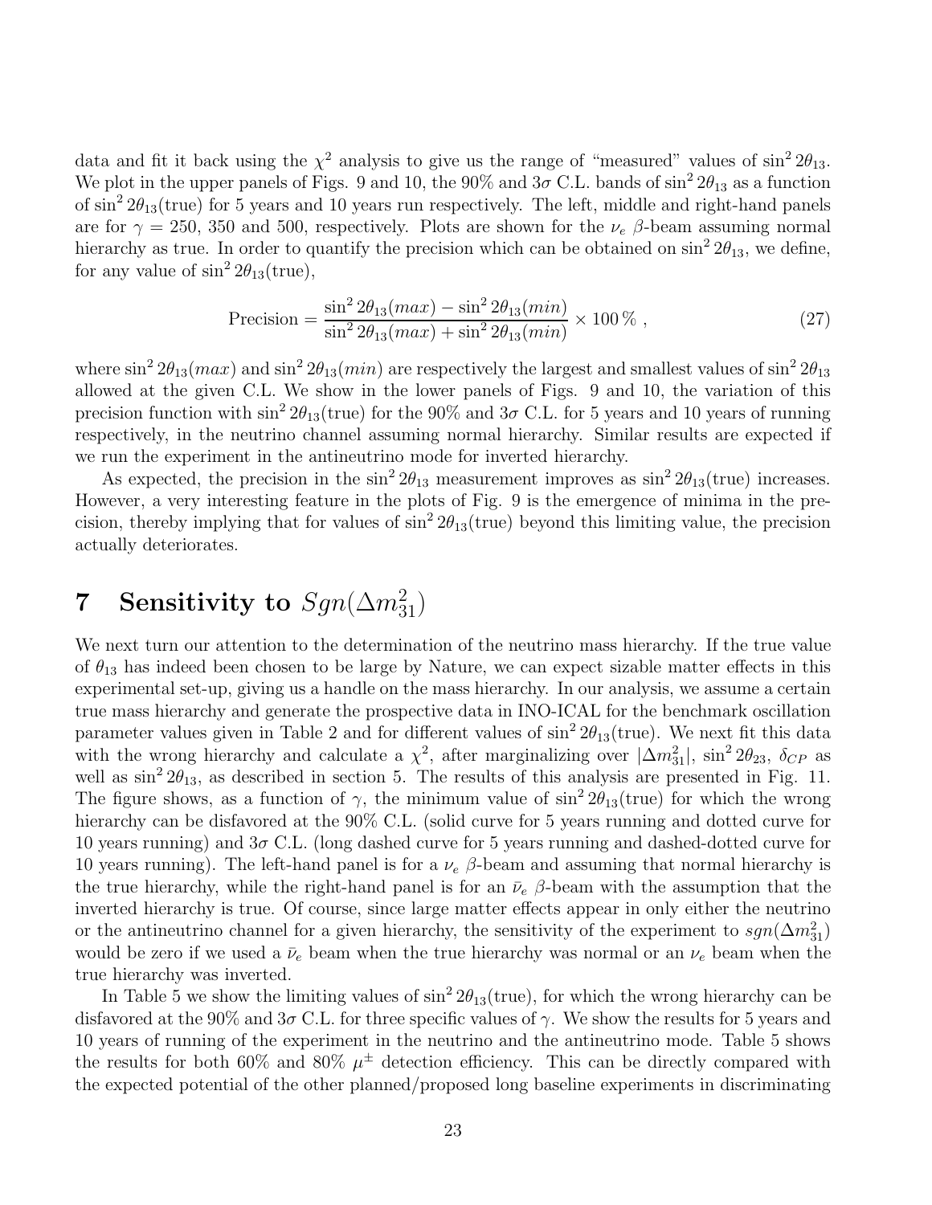data and fit it back using the $\chi^2$ analysis to give us the range of "measured" values of $\sin^2 2\theta_{13}$. We plot in the upper panels of Figs. 9 and 10, the 90% and $3\sigma$ C.L. bands of $\sin^2 2\theta_{13}$ as a function of $\sin^2 2\theta_{13}$(true) for 5 years and 10 years run respectively. The left, middle and right-hand panels are for $\gamma = 250$, 350 and 500, respectively. Plots are shown for the $\nu_e$ $\beta$-beam assuming normal hierarchy as true. In order to quantify the precision which can be obtained on $\sin^2 2\theta_{13}$, we define, for any value of $\sin^2 2\theta_{13}$(true),

$$\text{Precision} = \frac{\sin^2 2\theta_{13}(max) - \sin^2 2\theta_{13}(min)}{\sin^2 2\theta_{13}(max) + \sin^2 2\theta_{13}(min)} \times 100\,\% \;, \tag{27}$$

where $\sin^2 2\theta_{13}(max)$ and $\sin^2 2\theta_{13}(min)$ are respectively the largest and smallest values of $\sin^2 2\theta_{13}$ allowed at the given C.L. We show in the lower panels of Figs. 9 and 10, the variation of this precision function with $\sin^2 2\theta_{13}$(true) for the 90% and $3\sigma$ C.L. for 5 years and 10 years of running respectively, in the neutrino channel assuming normal hierarchy. Similar results are expected if we run the experiment in the antineutrino mode for inverted hierarchy.

As expected, the precision in the $\sin^2 2\theta_{13}$ measurement improves as $\sin^2 2\theta_{13}$(true) increases. However, a very interesting feature in the plots of Fig. 9 is the emergence of minima in the precision, thereby implying that for values of $\sin^2 2\theta_{13}$(true) beyond this limiting value, the precision actually deteriorates.

# 7 Sensitivity to $Sgn(\Delta m^2_{31})$

We next turn our attention to the determination of the neutrino mass hierarchy. If the true value of $\theta_{13}$ has indeed been chosen to be large by Nature, we can expect sizable matter effects in this experimental set-up, giving us a handle on the mass hierarchy. In our analysis, we assume a certain true mass hierarchy and generate the prospective data in INO-ICAL for the benchmark oscillation parameter values given in Table 2 and for different values of $\sin^2 2\theta_{13}$(true). We next fit this data with the wrong hierarchy and calculate a $\chi^2$, after marginalizing over $|\Delta m^2_{31}|$, $\sin^2 2\theta_{23}$, $\delta_{CP}$ as well as $\sin^2 2\theta_{13}$, as described in section 5. The results of this analysis are presented in Fig. 11. The figure shows, as a function of $\gamma$, the minimum value of $\sin^2 2\theta_{13}$(true) for which the wrong hierarchy can be disfavored at the 90% C.L. (solid curve for 5 years running and dotted curve for 10 years running) and $3\sigma$ C.L. (long dashed curve for 5 years running and dashed-dotted curve for 10 years running). The left-hand panel is for a $\nu_e$ $\beta$-beam and assuming that normal hierarchy is the true hierarchy, while the right-hand panel is for an $\bar{\nu}_e$ $\beta$-beam with the assumption that the inverted hierarchy is true. Of course, since large matter effects appear in only either the neutrino or the antineutrino channel for a given hierarchy, the sensitivity of the experiment to $sgn(\Delta m^2_{31})$ would be zero if we used a $\bar{\nu}_e$ beam when the true hierarchy was normal or an $\nu_e$ beam when the true hierarchy was inverted.

In Table 5 we show the limiting values of $\sin^2 2\theta_{13}$(true), for which the wrong hierarchy can be disfavored at the 90% and $3\sigma$ C.L. for three specific values of $\gamma$. We show the results for 5 years and 10 years of running of the experiment in the neutrino and the antineutrino mode. Table 5 shows the results for both 60% and 80% $\mu^\pm$ detection efficiency. This can be directly compared with the expected potential of the other planned/proposed long baseline experiments in discriminating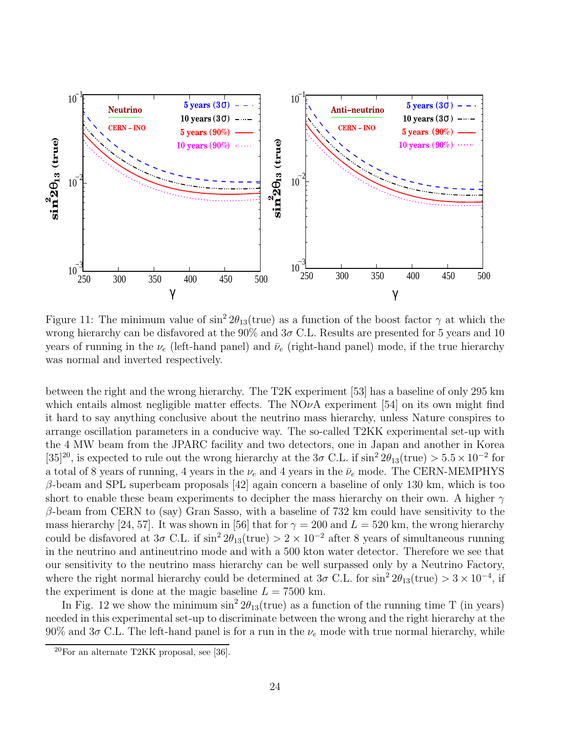Neutrino

CERN – INO

5 years (3σ)

10 years (3σ)

5 years (90%)

10 years (90%)

$\sin^2 2\theta_{13}$ (true)

$10^{-1}$

$10^{-2}$

$10^{-3}$

250 300 350 400 450 500

γ

Anti-neutrino

CERN – INO

5 years (3σ)

10 years (3σ)

5 years (90%)

10 years (90%)

$\sin^2 2\theta_{13}$ (true)

$10^{-1}$

$10^{-2}$

$10^{-3}$

250 300 350 400 450 500

γ

Figure 11: The minimum value of $\sin^2 2\theta_{13}$(true) as a function of the boost factor $\gamma$ at which the wrong hierarchy can be disfavored at the 90% and $3\sigma$ C.L. Results are presented for 5 years and 10 years of running in the $\nu_e$ (left-hand panel) and $\bar{\nu}_e$ (right-hand panel) mode, if the true hierarchy was normal and inverted respectively.

between the right and the wrong hierarchy. The T2K experiment [53] has a baseline of only 295 km which entails almost negligible matter effects. The NO$\nu$A experiment [54] on its own might find it hard to say anything conclusive about the neutrino mass hierarchy, unless Nature conspires to arrange oscillation parameters in a conducive way. The so-called T2KK experimental set-up with the 4 MW beam from the JPARC facility and two detectors, one in Japan and another in Korea [35][20], is expected to rule out the wrong hierarchy at the $3\sigma$ C.L. if $\sin^2 2\theta_{13}(\text{true}) > 5.5 \times 10^{-2}$ for a total of 8 years of running, 4 years in the $\nu_e$ and 4 years in the $\bar{\nu}_e$ mode. The CERN-MEMPHYS $\beta$-beam and SPL superbeam proposals [42] again concern a baseline of only 130 km, which is too short to enable these beam experiments to decipher the mass hierarchy on their own. A higher $\gamma$ $\beta$-beam from CERN to (say) Gran Sasso, with a baseline of 732 km could have sensitivity to the mass hierarchy [24, 57]. It was shown in [56] that for $\gamma = 200$ and $L = 520$ km, the wrong hierarchy could be disfavored at $3\sigma$ C.L. if $\sin^2 2\theta_{13}(\text{true}) > 2 \times 10^{-2}$ after 8 years of simultaneous running in the neutrino and antineutrino mode and with a 500 kton water detector. Therefore we see that our sensitivity to the neutrino mass hierarchy can be well surpassed only by a Neutrino Factory, where the right normal hierarchy could be determined at $3\sigma$ C.L. for $\sin^2 2\theta_{13}(\text{true}) > 3 \times 10^{-4}$, if the experiment is done at the magic baseline $L = 7500$ km.

In Fig. 12 we show the minimum $\sin^2 2\theta_{13}$(true) as a function of the running time T (in years) needed in this experimental set-up to discriminate between the wrong and the right hierarchy at the 90% and $3\sigma$ C.L. The left-hand panel is for a run in the $\nu_e$ mode with true normal hierarchy, while

[20] For an alternate T2KK proposal, see [36].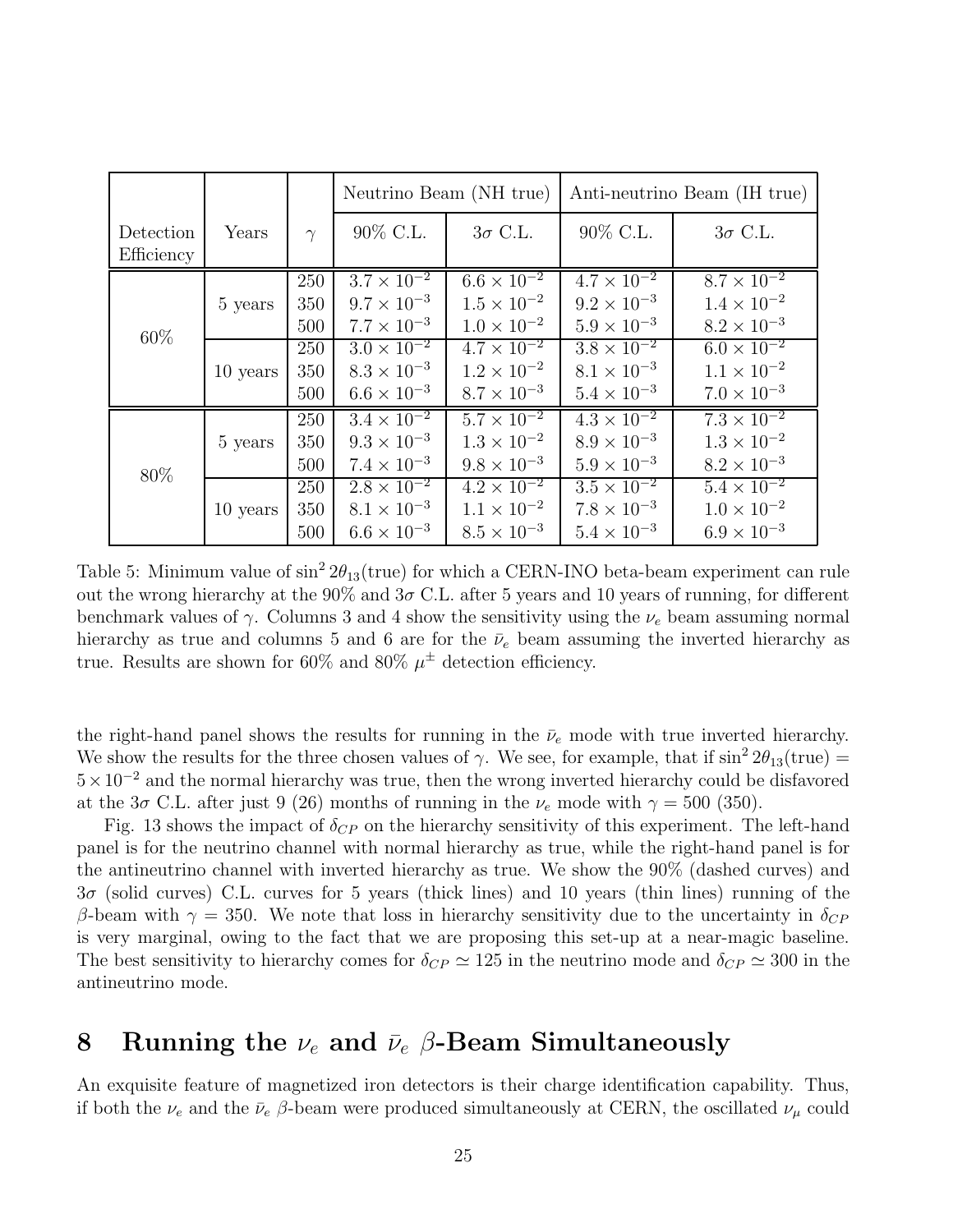| | | | Neutrino Beam (NH true) | | Anti-neutrino Beam (IH true) | |
|---|---|---|---|---|---|---|
| Detection Efficiency | Years | $\gamma$ | 90% C.L. | $3\sigma$ C.L. | 90% C.L. | $3\sigma$ C.L. |
| 60% | 5 years | 250 | $3.7 \times 10^{-2}$ | $6.6 \times 10^{-2}$ | $4.7 \times 10^{-2}$ | $8.7 \times 10^{-2}$ |
| | | 350 | $9.7 \times 10^{-3}$ | $1.5 \times 10^{-2}$ | $9.2 \times 10^{-3}$ | $1.4 \times 10^{-2}$ |
| | | 500 | $7.7 \times 10^{-3}$ | $1.0 \times 10^{-2}$ | $5.9 \times 10^{-3}$ | $8.2 \times 10^{-3}$ |
| | 10 years | 250 | $3.0 \times 10^{-2}$ | $4.7 \times 10^{-2}$ | $3.8 \times 10^{-2}$ | $6.0 \times 10^{-2}$ |
| | | 350 | $8.3 \times 10^{-3}$ | $1.2 \times 10^{-2}$ | $8.1 \times 10^{-3}$ | $1.1 \times 10^{-2}$ |
| | | 500 | $6.6 \times 10^{-3}$ | $8.7 \times 10^{-3}$ | $5.4 \times 10^{-3}$ | $7.0 \times 10^{-3}$ |
| 80% | 5 years | 250 | $3.4 \times 10^{-2}$ | $5.7 \times 10^{-2}$ | $4.3 \times 10^{-2}$ | $7.3 \times 10^{-2}$ |
| | | 350 | $9.3 \times 10^{-3}$ | $1.3 \times 10^{-2}$ | $8.9 \times 10^{-3}$ | $1.3 \times 10^{-2}$ |
| | | 500 | $7.4 \times 10^{-3}$ | $9.8 \times 10^{-3}$ | $5.9 \times 10^{-3}$ | $8.2 \times 10^{-3}$ |
| | 10 years | 250 | $2.8 \times 10^{-2}$ | $4.2 \times 10^{-2}$ | $3.5 \times 10^{-2}$ | $5.4 \times 10^{-2}$ |
| | | 350 | $8.1 \times 10^{-3}$ | $1.1 \times 10^{-2}$ | $7.8 \times 10^{-3}$ | $1.0 \times 10^{-2}$ |
| | | 500 | $6.6 \times 10^{-3}$ | $8.5 \times 10^{-3}$ | $5.4 \times 10^{-3}$ | $6.9 \times 10^{-3}$ |

Table 5: Minimum value of $\sin^2 2\theta_{13}$(true) for which a CERN-INO beta-beam experiment can rule out the wrong hierarchy at the 90% and $3\sigma$ C.L. after 5 years and 10 years of running, for different benchmark values of $\gamma$. Columns 3 and 4 show the sensitivity using the $\nu_e$ beam assuming normal hierarchy as true and columns 5 and 6 are for the $\bar{\nu}_e$ beam assuming the inverted hierarchy as true. Results are shown for 60% and 80% $\mu^\pm$ detection efficiency.

the right-hand panel shows the results for running in the $\bar{\nu}_e$ mode with true inverted hierarchy. We show the results for the three chosen values of $\gamma$. We see, for example, that if $\sin^2 2\theta_{13}(\text{true}) = 5 \times 10^{-2}$ and the normal hierarchy was true, then the wrong inverted hierarchy could be disfavored at the $3\sigma$ C.L. after just 9 (26) months of running in the $\nu_e$ mode with $\gamma = 500$ (350).

Fig. 13 shows the impact of $\delta_{CP}$ on the hierarchy sensitivity of this experiment. The left-hand panel is for the neutrino channel with normal hierarchy as true, while the right-hand panel is for the antineutrino channel with inverted hierarchy as true. We show the 90% (dashed curves) and $3\sigma$ (solid curves) C.L. curves for 5 years (thick lines) and 10 years (thin lines) running of the $\beta$-beam with $\gamma = 350$. We note that loss in hierarchy sensitivity due to the uncertainty in $\delta_{CP}$ is very marginal, owing to the fact that we are proposing this set-up at a near-magic baseline. The best sensitivity to hierarchy comes for $\delta_{CP} \simeq 125$ in the neutrino mode and $\delta_{CP} \simeq 300$ in the antineutrino mode.

## 8 Running the $\nu_e$ and $\bar{\nu}_e$ $\beta$-Beam Simultaneously

An exquisite feature of magnetized iron detectors is their charge identification capability. Thus, if both the $\nu_e$ and the $\bar{\nu}_e$ $\beta$-beam were produced simultaneously at CERN, the oscillated $\nu_\mu$ could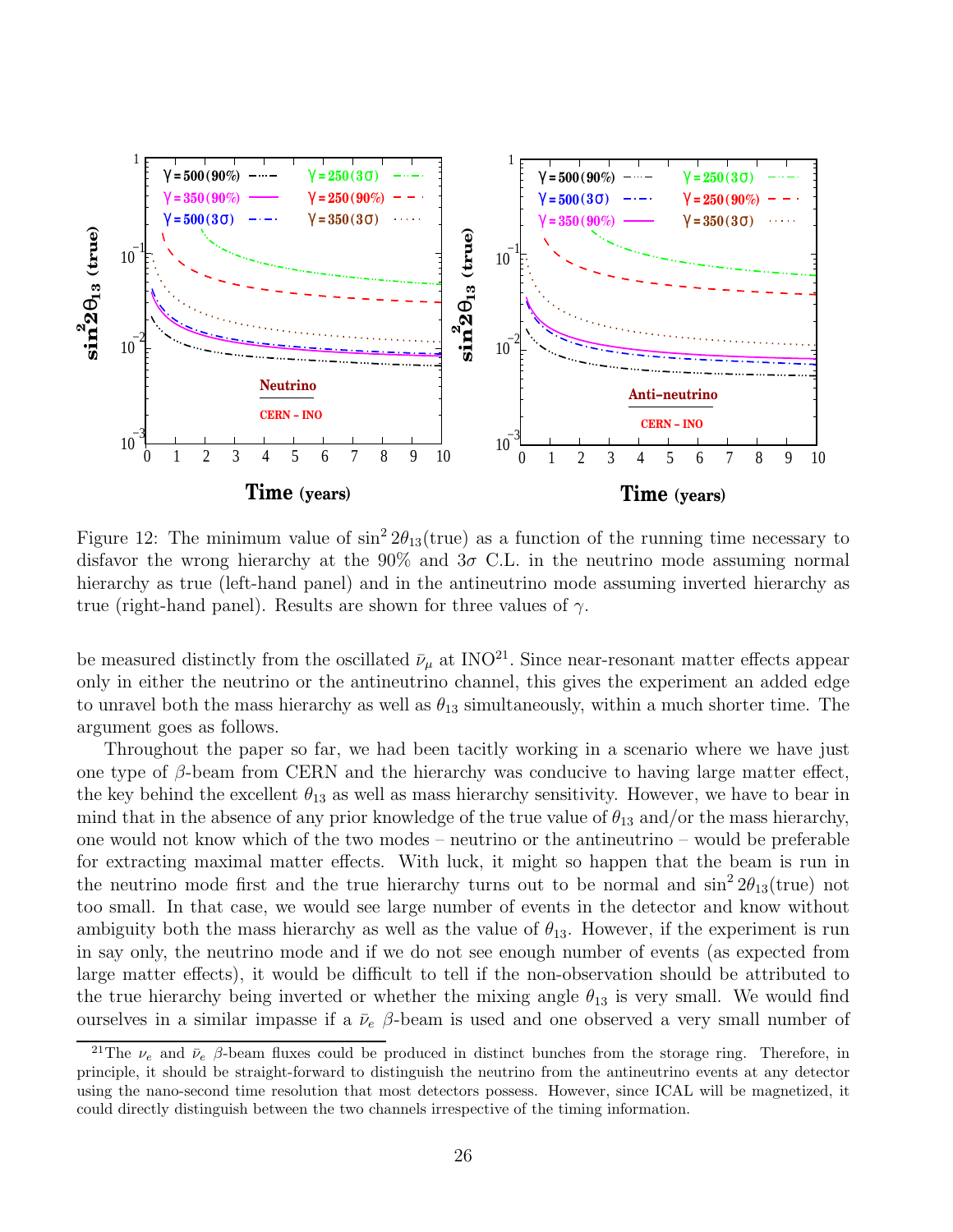γ = 500 (90%)
γ = 350 (90%)
γ = 500 (3σ)
γ = 250 (3σ)
γ = 250 (90%)
γ = 350 (3σ)

Neutrino

CERN – INO

$\sin^2 2\theta_{13}$ (true)

Time (years)

γ = 500 (90%)
γ = 500 (3σ)
γ = 350 (90%)
γ = 250 (3σ)
γ = 250 (90%)
γ = 350 (3σ)

Anti–neutrino

CERN – INO

$\sin^2 2\theta_{13}$ (true)

Time (years)

Figure 12: The minimum value of $\sin^2 2\theta_{13}$(true) as a function of the running time necessary to disfavor the wrong hierarchy at the 90% and $3\sigma$ C.L. in the neutrino mode assuming normal hierarchy as true (left-hand panel) and in the antineutrino mode assuming inverted hierarchy as true (right-hand panel). Results are shown for three values of $\gamma$.

be measured distinctly from the oscillated $\bar{\nu}_\mu$ at INO[21]. Since near-resonant matter effects appear only in either the neutrino or the antineutrino channel, this gives the experiment an added edge to unravel both the mass hierarchy as well as $\theta_{13}$ simultaneously, within a much shorter time. The argument goes as follows.

Throughout the paper so far, we had been tacitly working in a scenario where we have just one type of $\beta$-beam from CERN and the hierarchy was conducive to having large matter effect, the key behind the excellent $\theta_{13}$ as well as mass hierarchy sensitivity. However, we have to bear in mind that in the absence of any prior knowledge of the true value of $\theta_{13}$ and/or the mass hierarchy, one would not know which of the two modes – neutrino or the antineutrino – would be preferable for extracting maximal matter effects. With luck, it might so happen that the beam is run in the neutrino mode first and the true hierarchy turns out to be normal and $\sin^2 2\theta_{13}$(true) not too small. In that case, we would see large number of events in the detector and know without ambiguity both the mass hierarchy as well as the value of $\theta_{13}$. However, if the experiment is run in say only, the neutrino mode and if we do not see enough number of events (as expected from large matter effects), it would be difficult to tell if the non-observation should be attributed to the true hierarchy being inverted or whether the mixing angle $\theta_{13}$ is very small. We would find ourselves in a similar impasse if a $\bar{\nu}_e$ $\beta$-beam is used and one observed a very small number of

[21] The $\nu_e$ and $\bar{\nu}_e$ $\beta$-beam fluxes could be produced in distinct bunches from the storage ring. Therefore, in principle, it should be straight-forward to distinguish the neutrino from the antineutrino events at any detector using the nano-second time resolution that most detectors possess. However, since ICAL will be magnetized, it could directly distinguish between the two channels irrespective of the timing information.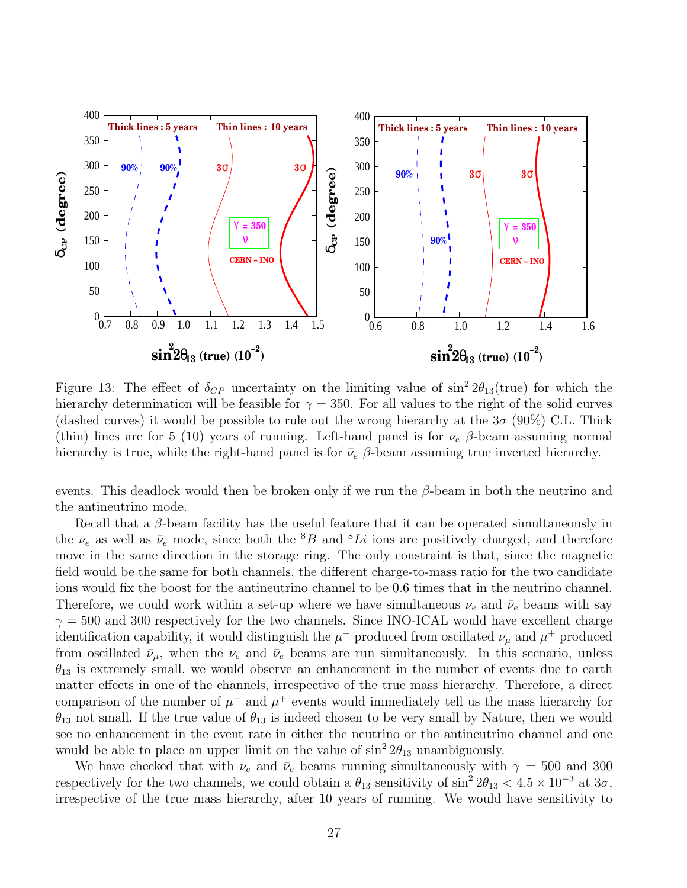Figure 13: The effect of $\delta_{CP}$ uncertainty on the limiting value of $\sin^2 2\theta_{13}$(true) for which the hierarchy determination will be feasible for $\gamma = 350$. For all values to the right of the solid curves (dashed curves) it would be possible to rule out the wrong hierarchy at the $3\sigma$ (90%) C.L. Thick (thin) lines are for 5 (10) years of running. Left-hand panel is for $\nu_e$ $\beta$-beam assuming normal hierarchy is true, while the right-hand panel is for $\bar{\nu}_e$ $\beta$-beam assuming true inverted hierarchy.

events. This deadlock would then be broken only if we run the $\beta$-beam in both the neutrino and the antineutrino mode.

Recall that a $\beta$-beam facility has the useful feature that it can be operated simultaneously in the $\nu_e$ as well as $\bar{\nu}_e$ mode, since both the $^8B$ and $^8Li$ ions are positively charged, and therefore move in the same direction in the storage ring. The only constraint is that, since the magnetic field would be the same for both channels, the different charge-to-mass ratio for the two candidate ions would fix the boost for the antineutrino channel to be 0.6 times that in the neutrino channel. Therefore, we could work within a set-up where we have simultaneous $\nu_e$ and $\bar{\nu}_e$ beams with say $\gamma = 500$ and 300 respectively for the two channels. Since INO-ICAL would have excellent charge identification capability, it would distinguish the $\mu^-$ produced from oscillated $\nu_\mu$ and $\mu^+$ produced from oscillated $\bar{\nu}_\mu$, when the $\nu_e$ and $\bar{\nu}_e$ beams are run simultaneously. In this scenario, unless $\theta_{13}$ is extremely small, we would observe an enhancement in the number of events due to earth matter effects in one of the channels, irrespective of the true mass hierarchy. Therefore, a direct comparison of the number of $\mu^-$ and $\mu^+$ events would immediately tell us the mass hierarchy for $\theta_{13}$ not small. If the true value of $\theta_{13}$ is indeed chosen to be very small by Nature, then we would see no enhancement in the event rate in either the neutrino or the antineutrino channel and one would be able to place an upper limit on the value of $\sin^2 2\theta_{13}$ unambiguously.

We have checked that with $\nu_e$ and $\bar{\nu}_e$ beams running simultaneously with $\gamma = 500$ and 300 respectively for the two channels, we could obtain a $\theta_{13}$ sensitivity of $\sin^2 2\theta_{13} < 4.5 \times 10^{-3}$ at $3\sigma$, irrespective of the true mass hierarchy, after 10 years of running. We would have sensitivity to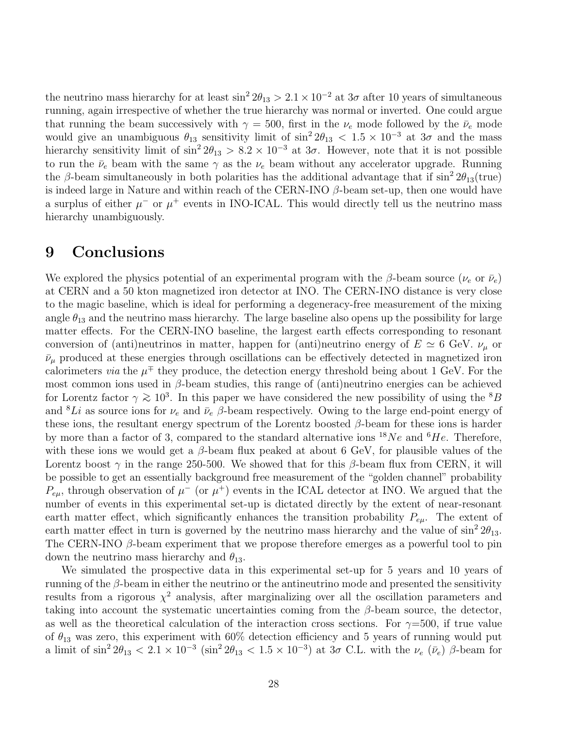the neutrino mass hierarchy for at least $\sin^2 2\theta_{13} > 2.1 \times 10^{-2}$ at $3\sigma$ after 10 years of simultaneous running, again irrespective of whether the true hierarchy was normal or inverted. One could argue that running the beam successively with $\gamma = 500$, first in the $\nu_e$ mode followed by the $\bar{\nu}_e$ mode would give an unambiguous $\theta_{13}$ sensitivity limit of $\sin^2 2\theta_{13} < 1.5 \times 10^{-3}$ at $3\sigma$ and the mass hierarchy sensitivity limit of $\sin^2 2\theta_{13} > 8.2 \times 10^{-3}$ at $3\sigma$. However, note that it is not possible to run the $\bar{\nu}_e$ beam with the same $\gamma$ as the $\nu_e$ beam without any accelerator upgrade. Running the $\beta$-beam simultaneously in both polarities has the additional advantage that if $\sin^2 2\theta_{13}$(true) is indeed large in Nature and within reach of the CERN-INO $\beta$-beam set-up, then one would have a surplus of either $\mu^-$ or $\mu^+$ events in INO-ICAL. This would directly tell us the neutrino mass hierarchy unambiguously.

# 9 Conclusions

We explored the physics potential of an experimental program with the $\beta$-beam source ($\nu_e$ or $\bar{\nu}_e$) at CERN and a 50 kton magnetized iron detector at INO. The CERN-INO distance is very close to the magic baseline, which is ideal for performing a degeneracy-free measurement of the mixing angle $\theta_{13}$ and the neutrino mass hierarchy. The large baseline also opens up the possibility for large matter effects. For the CERN-INO baseline, the largest earth effects corresponding to resonant conversion of (anti)neutrinos in matter, happen for (anti)neutrino energy of $E \simeq 6$ GeV. $\nu_\mu$ or $\bar{\nu}_\mu$ produced at these energies through oscillations can be effectively detected in magnetized iron calorimeters *via* the $\mu^\mp$ they produce, the detection energy threshold being about 1 GeV. For the most common ions used in $\beta$-beam studies, this range of (anti)neutrino energies can be achieved for Lorentz factor $\gamma \gtrsim 10^3$. In this paper we have considered the new possibility of using the $^8B$ and $^8Li$ as source ions for $\nu_e$ and $\bar{\nu}_e$ $\beta$-beam respectively. Owing to the large end-point energy of these ions, the resultant energy spectrum of the Lorentz boosted $\beta$-beam for these ions is harder by more than a factor of 3, compared to the standard alternative ions $^{18}Ne$ and $^6He$. Therefore, with these ions we would get a $\beta$-beam flux peaked at about 6 GeV, for plausible values of the Lorentz boost $\gamma$ in the range 250-500. We showed that for this $\beta$-beam flux from CERN, it will be possible to get an essentially background free measurement of the "golden channel" probability $P_{e\mu}$, through observation of $\mu^-$ (or $\mu^+$) events in the ICAL detector at INO. We argued that the number of events in this experimental set-up is dictated directly by the extent of near-resonant earth matter effect, which significantly enhances the transition probability $P_{e\mu}$. The extent of earth matter effect in turn is governed by the neutrino mass hierarchy and the value of $\sin^2 2\theta_{13}$. The CERN-INO $\beta$-beam experiment that we propose therefore emerges as a powerful tool to pin down the neutrino mass hierarchy and $\theta_{13}$.

We simulated the prospective data in this experimental set-up for 5 years and 10 years of running of the $\beta$-beam in either the neutrino or the antineutrino mode and presented the sensitivity results from a rigorous $\chi^2$ analysis, after marginalizing over all the oscillation parameters and taking into account the systematic uncertainties coming from the $\beta$-beam source, the detector, as well as the theoretical calculation of the interaction cross sections. For $\gamma$=500, if true value of $\theta_{13}$ was zero, this experiment with 60% detection efficiency and 5 years of running would put a limit of $\sin^2 2\theta_{13} < 2.1 \times 10^{-3}$ ($\sin^2 2\theta_{13} < 1.5 \times 10^{-3}$) at $3\sigma$ C.L. with the $\nu_e$ ($\bar{\nu}_e$) $\beta$-beam for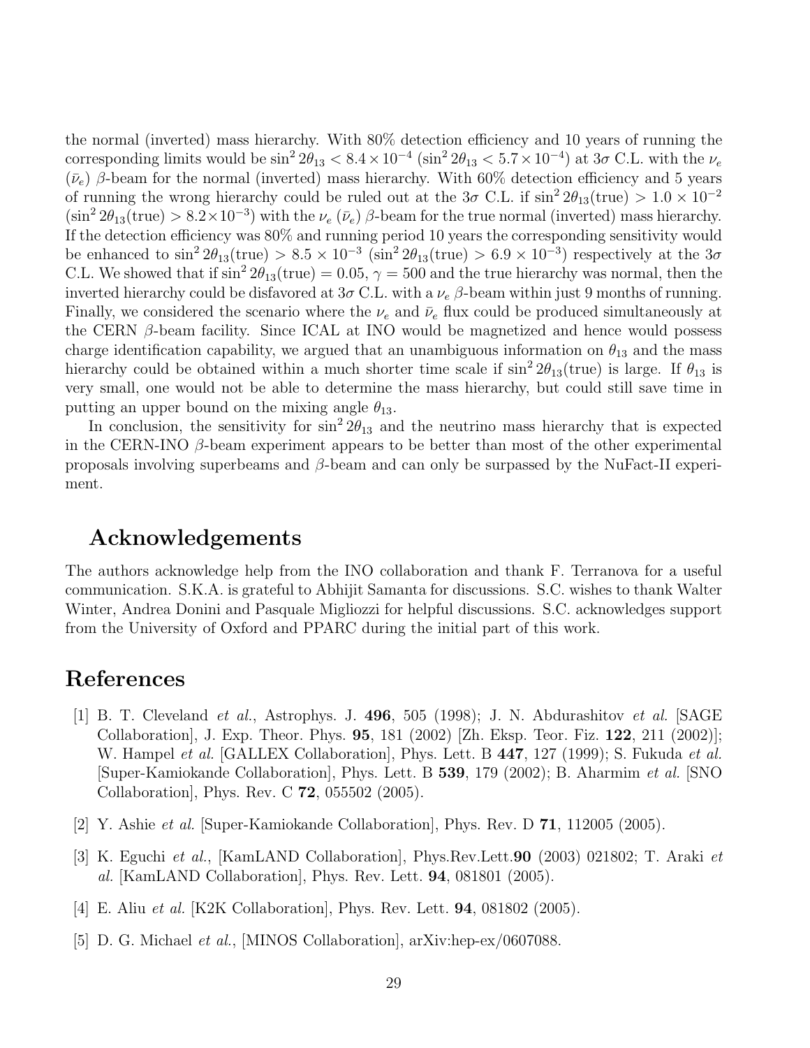the normal (inverted) mass hierarchy. With 80% detection efficiency and 10 years of running the corresponding limits would be $\sin^2 2\theta_{13} < 8.4 \times 10^{-4}$ ($\sin^2 2\theta_{13} < 5.7 \times 10^{-4}$) at $3\sigma$ C.L. with the $\nu_e$ ($\bar{\nu}_e$) $\beta$-beam for the normal (inverted) mass hierarchy. With 60% detection efficiency and 5 years of running the wrong hierarchy could be ruled out at the $3\sigma$ C.L. if $\sin^2 2\theta_{13}(\text{true}) > 1.0 \times 10^{-2}$ ($\sin^2 2\theta_{13}(\text{true}) > 8.2 \times 10^{-3}$) with the $\nu_e$ ($\bar{\nu}_e$) $\beta$-beam for the true normal (inverted) mass hierarchy. If the detection efficiency was 80% and running period 10 years the corresponding sensitivity would be enhanced to $\sin^2 2\theta_{13}(\text{true}) > 8.5 \times 10^{-3}$ ($\sin^2 2\theta_{13}(\text{true}) > 6.9 \times 10^{-3}$) respectively at the $3\sigma$ C.L. We showed that if $\sin^2 2\theta_{13}(\text{true}) = 0.05$, $\gamma = 500$ and the true hierarchy was normal, then the inverted hierarchy could be disfavored at $3\sigma$ C.L. with a $\nu_e$ $\beta$-beam within just 9 months of running. Finally, we considered the scenario where the $\nu_e$ and $\bar{\nu}_e$ flux could be produced simultaneously at the CERN $\beta$-beam facility. Since ICAL at INO would be magnetized and hence would possess charge identification capability, we argued that an unambiguous information on $\theta_{13}$ and the mass hierarchy could be obtained within a much shorter time scale if $\sin^2 2\theta_{13}(\text{true})$ is large. If $\theta_{13}$ is very small, one would not be able to determine the mass hierarchy, but could still save time in putting an upper bound on the mixing angle $\theta_{13}$.

In conclusion, the sensitivity for $\sin^2 2\theta_{13}$ and the neutrino mass hierarchy that is expected in the CERN-INO $\beta$-beam experiment appears to be better than most of the other experimental proposals involving superbeams and $\beta$-beam and can only be surpassed by the NuFact-II experiment.

## Acknowledgements

The authors acknowledge help from the INO collaboration and thank F. Terranova for a useful communication. S.K.A. is grateful to Abhijit Samanta for discussions. S.C. wishes to thank Walter Winter, Andrea Donini and Pasquale Migliozzi for helpful discussions. S.C. acknowledges support from the University of Oxford and PPARC during the initial part of this work.

# References

[1] B. T. Cleveland *et al.*, Astrophys. J. **496**, 505 (1998); J. N. Abdurashitov *et al.* [SAGE Collaboration], J. Exp. Theor. Phys. **95**, 181 (2002) [Zh. Eksp. Teor. Fiz. **122**, 211 (2002)]; W. Hampel *et al.* [GALLEX Collaboration], Phys. Lett. B **447**, 127 (1999); S. Fukuda *et al.* [Super-Kamiokande Collaboration], Phys. Lett. B **539**, 179 (2002); B. Aharmim *et al.* [SNO Collaboration], Phys. Rev. C **72**, 055502 (2005).

[2] Y. Ashie *et al.* [Super-Kamiokande Collaboration], Phys. Rev. D **71**, 112005 (2005).

[3] K. Eguchi *et al.*, [KamLAND Collaboration], Phys.Rev.Lett.**90** (2003) 021802; T. Araki *et al.* [KamLAND Collaboration], Phys. Rev. Lett. **94**, 081801 (2005).

[4] E. Aliu *et al.* [K2K Collaboration], Phys. Rev. Lett. **94**, 081802 (2005).

[5] D. G. Michael *et al.*, [MINOS Collaboration], arXiv:hep-ex/0607088.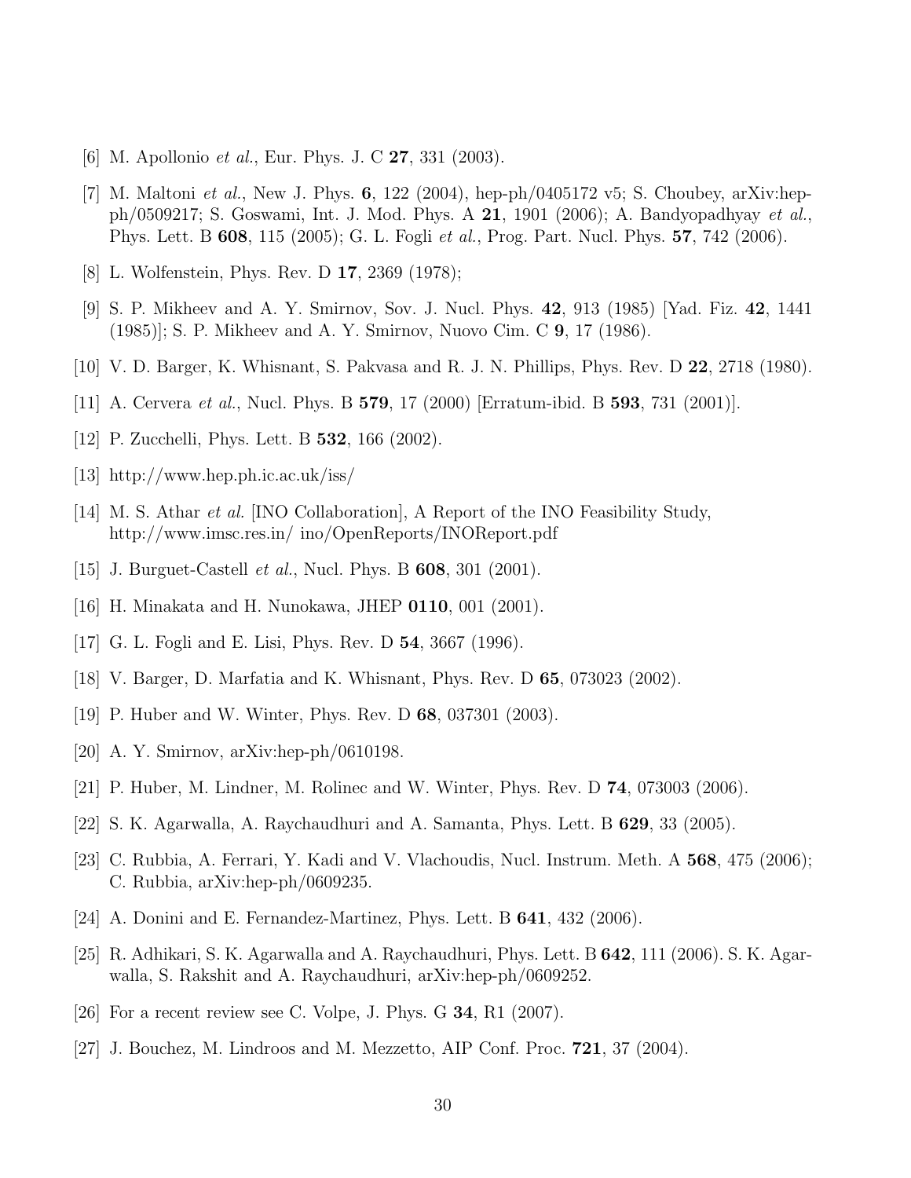[6] M. Apollonio *et al.*, Eur. Phys. J. C **27**, 331 (2003).

[7] M. Maltoni *et al.*, New J. Phys. **6**, 122 (2004), hep-ph/0405172 v5; S. Choubey, arXiv:hep-ph/0509217; S. Goswami, Int. J. Mod. Phys. A **21**, 1901 (2006); A. Bandyopadhyay *et al.*, Phys. Lett. B **608**, 115 (2005); G. L. Fogli *et al.*, Prog. Part. Nucl. Phys. **57**, 742 (2006).

[8] L. Wolfenstein, Phys. Rev. D **17**, 2369 (1978);

[9] S. P. Mikheev and A. Y. Smirnov, Sov. J. Nucl. Phys. **42**, 913 (1985) [Yad. Fiz. **42**, 1441 (1985)]; S. P. Mikheev and A. Y. Smirnov, Nuovo Cim. C **9**, 17 (1986).

[10] V. D. Barger, K. Whisnant, S. Pakvasa and R. J. N. Phillips, Phys. Rev. D **22**, 2718 (1980).

[11] A. Cervera *et al.*, Nucl. Phys. B **579**, 17 (2000) [Erratum-ibid. B **593**, 731 (2001)].

[12] P. Zucchelli, Phys. Lett. B **532**, 166 (2002).

[13] http://www.hep.ph.ic.ac.uk/iss/

[14] M. S. Athar *et al.* [INO Collaboration], A Report of the INO Feasibility Study, http://www.imsc.res.in/ ino/OpenReports/INOReport.pdf

[15] J. Burguet-Castell *et al.*, Nucl. Phys. B **608**, 301 (2001).

[16] H. Minakata and H. Nunokawa, JHEP **0110**, 001 (2001).

[17] G. L. Fogli and E. Lisi, Phys. Rev. D **54**, 3667 (1996).

[18] V. Barger, D. Marfatia and K. Whisnant, Phys. Rev. D **65**, 073023 (2002).

[19] P. Huber and W. Winter, Phys. Rev. D **68**, 037301 (2003).

[20] A. Y. Smirnov, arXiv:hep-ph/0610198.

[21] P. Huber, M. Lindner, M. Rolinec and W. Winter, Phys. Rev. D **74**, 073003 (2006).

[22] S. K. Agarwalla, A. Raychaudhuri and A. Samanta, Phys. Lett. B **629**, 33 (2005).

[23] C. Rubbia, A. Ferrari, Y. Kadi and V. Vlachoudis, Nucl. Instrum. Meth. A **568**, 475 (2006); C. Rubbia, arXiv:hep-ph/0609235.

[24] A. Donini and E. Fernandez-Martinez, Phys. Lett. B **641**, 432 (2006).

[25] R. Adhikari, S. K. Agarwalla and A. Raychaudhuri, Phys. Lett. B **642**, 111 (2006). S. K. Agarwalla, S. Rakshit and A. Raychaudhuri, arXiv:hep-ph/0609252.

[26] For a recent review see C. Volpe, J. Phys. G **34**, R1 (2007).

[27] J. Bouchez, M. Lindroos and M. Mezzetto, AIP Conf. Proc. **721**, 37 (2004).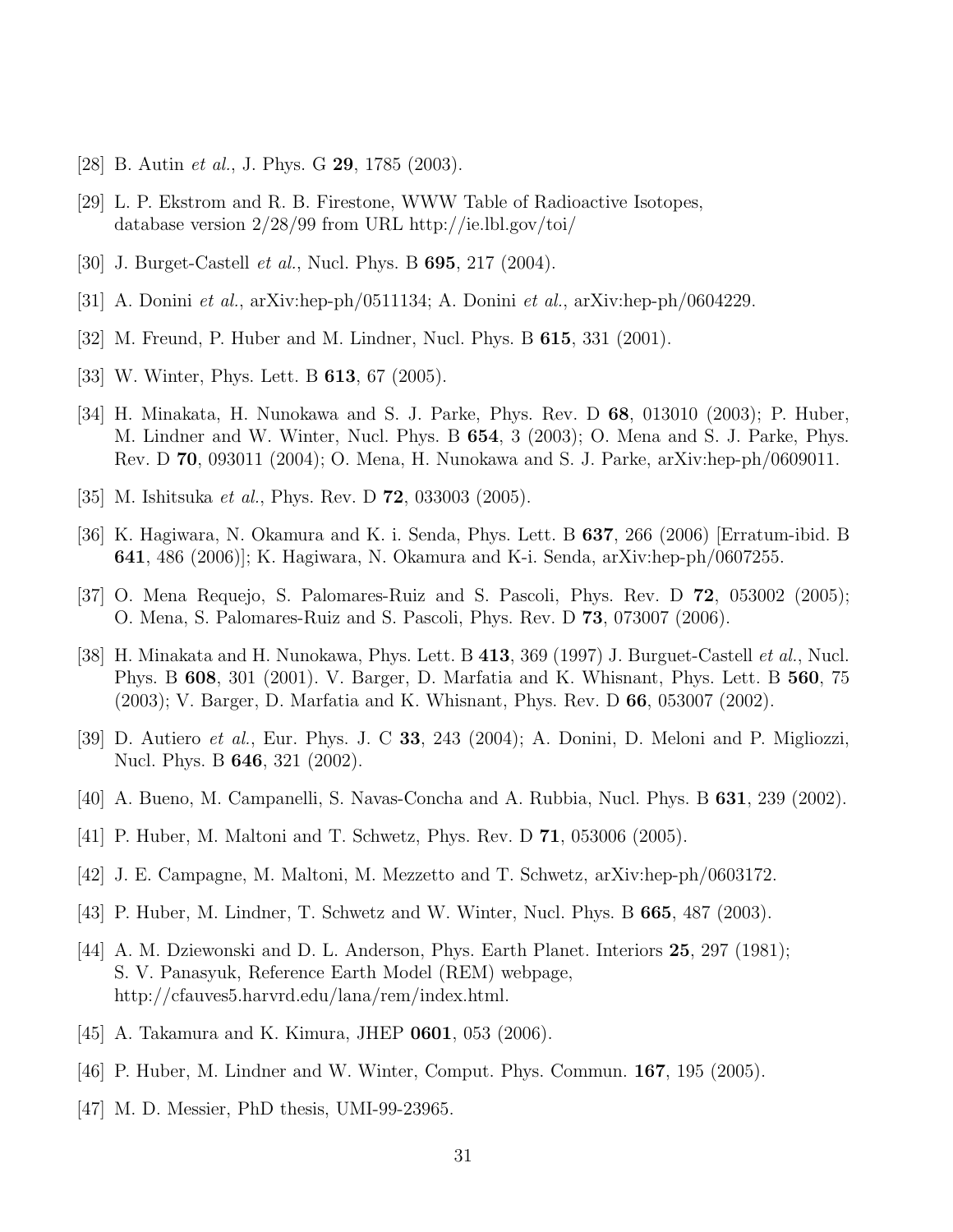[28] B. Autin *et al.*, J. Phys. G **29**, 1785 (2003).

[29] L. P. Ekstrom and R. B. Firestone, WWW Table of Radioactive Isotopes, database version 2/28/99 from URL http://ie.lbl.gov/toi/

[30] J. Burget-Castell *et al.*, Nucl. Phys. B **695**, 217 (2004).

[31] A. Donini *et al.*, arXiv:hep-ph/0511134; A. Donini *et al.*, arXiv:hep-ph/0604229.

[32] M. Freund, P. Huber and M. Lindner, Nucl. Phys. B **615**, 331 (2001).

[33] W. Winter, Phys. Lett. B **613**, 67 (2005).

[34] H. Minakata, H. Nunokawa and S. J. Parke, Phys. Rev. D **68**, 013010 (2003); P. Huber, M. Lindner and W. Winter, Nucl. Phys. B **654**, 3 (2003); O. Mena and S. J. Parke, Phys. Rev. D **70**, 093011 (2004); O. Mena, H. Nunokawa and S. J. Parke, arXiv:hep-ph/0609011.

[35] M. Ishitsuka *et al.*, Phys. Rev. D **72**, 033003 (2005).

[36] K. Hagiwara, N. Okamura and K. i. Senda, Phys. Lett. B **637**, 266 (2006) [Erratum-ibid. B **641**, 486 (2006)]; K. Hagiwara, N. Okamura and K-i. Senda, arXiv:hep-ph/0607255.

[37] O. Mena Requejo, S. Palomares-Ruiz and S. Pascoli, Phys. Rev. D **72**, 053002 (2005); O. Mena, S. Palomares-Ruiz and S. Pascoli, Phys. Rev. D **73**, 073007 (2006).

[38] H. Minakata and H. Nunokawa, Phys. Lett. B **413**, 369 (1997) J. Burguet-Castell *et al.*, Nucl. Phys. B **608**, 301 (2001). V. Barger, D. Marfatia and K. Whisnant, Phys. Lett. B **560**, 75 (2003); V. Barger, D. Marfatia and K. Whisnant, Phys. Rev. D **66**, 053007 (2002).

[39] D. Autiero *et al.*, Eur. Phys. J. C **33**, 243 (2004); A. Donini, D. Meloni and P. Migliozzi, Nucl. Phys. B **646**, 321 (2002).

[40] A. Bueno, M. Campanelli, S. Navas-Concha and A. Rubbia, Nucl. Phys. B **631**, 239 (2002).

[41] P. Huber, M. Maltoni and T. Schwetz, Phys. Rev. D **71**, 053006 (2005).

[42] J. E. Campagne, M. Maltoni, M. Mezzetto and T. Schwetz, arXiv:hep-ph/0603172.

[43] P. Huber, M. Lindner, T. Schwetz and W. Winter, Nucl. Phys. B **665**, 487 (2003).

[44] A. M. Dziewonski and D. L. Anderson, Phys. Earth Planet. Interiors **25**, 297 (1981); S. V. Panasyuk, Reference Earth Model (REM) webpage, http://cfauves5.harvrd.edu/lana/rem/index.html.

[45] A. Takamura and K. Kimura, JHEP **0601**, 053 (2006).

[46] P. Huber, M. Lindner and W. Winter, Comput. Phys. Commun. **167**, 195 (2005).

[47] M. D. Messier, PhD thesis, UMI-99-23965.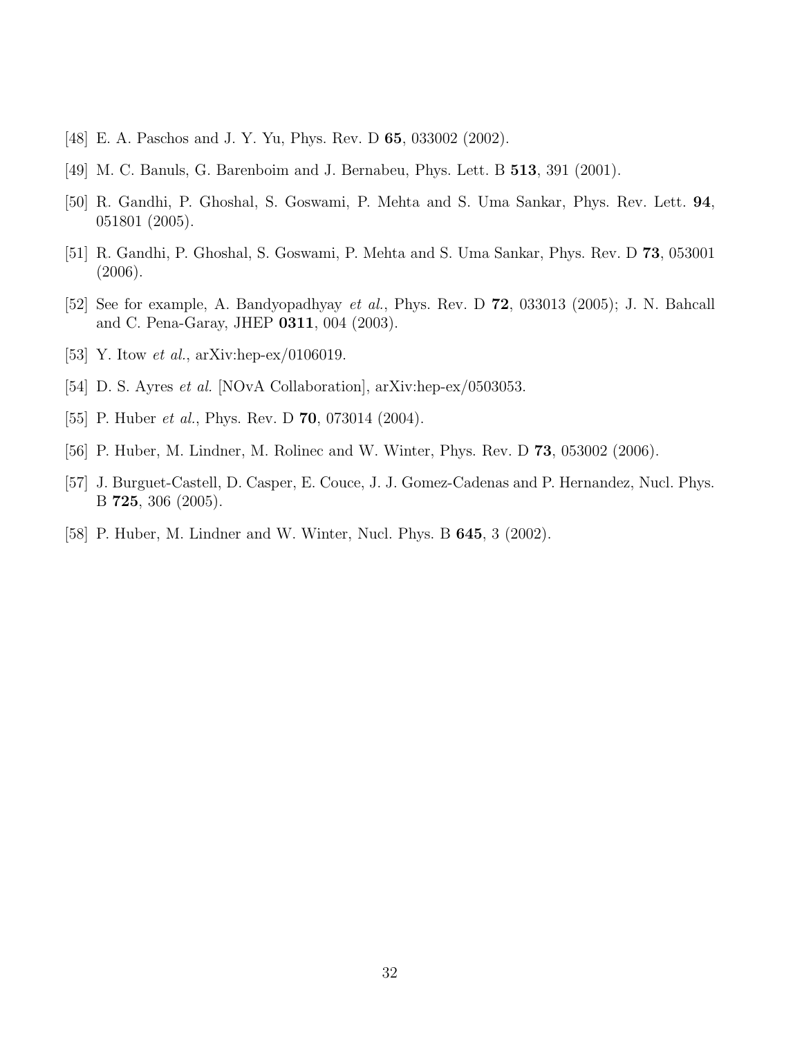[48] E. A. Paschos and J. Y. Yu, Phys. Rev. D **65**, 033002 (2002).

[49] M. C. Banuls, G. Barenboim and J. Bernabeu, Phys. Lett. B **513**, 391 (2001).

[50] R. Gandhi, P. Ghoshal, S. Goswami, P. Mehta and S. Uma Sankar, Phys. Rev. Lett. **94**, 051801 (2005).

[51] R. Gandhi, P. Ghoshal, S. Goswami, P. Mehta and S. Uma Sankar, Phys. Rev. D **73**, 053001 (2006).

[52] See for example, A. Bandyopadhyay *et al.*, Phys. Rev. D **72**, 033013 (2005); J. N. Bahcall and C. Pena-Garay, JHEP **0311**, 004 (2003).

[53] Y. Itow *et al.*, arXiv:hep-ex/0106019.

[54] D. S. Ayres *et al.* [NOvA Collaboration], arXiv:hep-ex/0503053.

[55] P. Huber *et al.*, Phys. Rev. D **70**, 073014 (2004).

[56] P. Huber, M. Lindner, M. Rolinec and W. Winter, Phys. Rev. D **73**, 053002 (2006).

[57] J. Burguet-Castell, D. Casper, E. Couce, J. J. Gomez-Cadenas and P. Hernandez, Nucl. Phys. B **725**, 306 (2005).

[58] P. Huber, M. Lindner and W. Winter, Nucl. Phys. B **645**, 3 (2002).